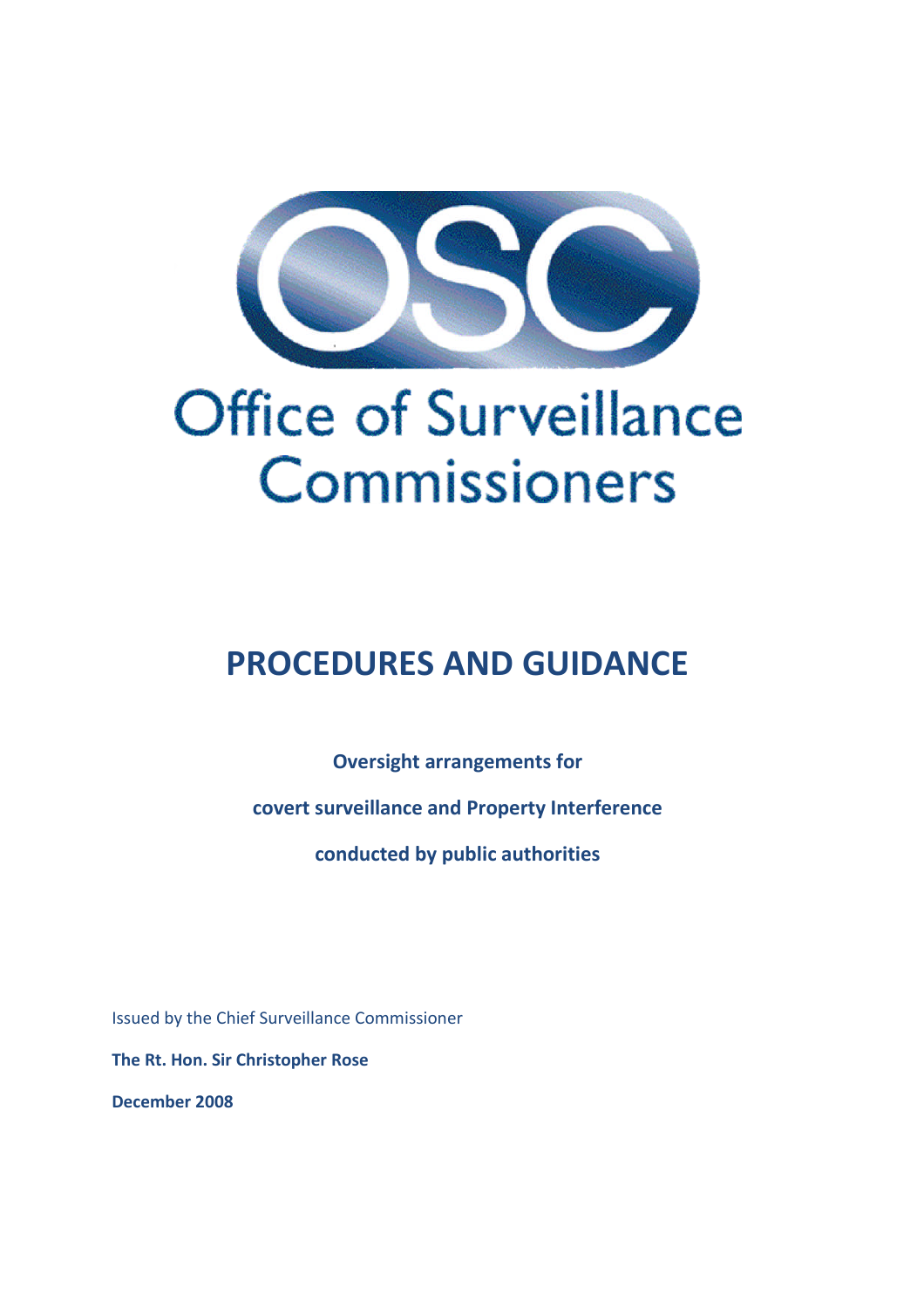# Office of Surveillance Commissioners

# PROCEDURES AND GUIDANCE

**Oversight arrangements for**

**covert surveillance and Property Interference**

**conducted by public authorities**

Issued by the Chief Surveillance Commissioner

**The Rt. Hon. Sir Christopher Rose**

**December 2008**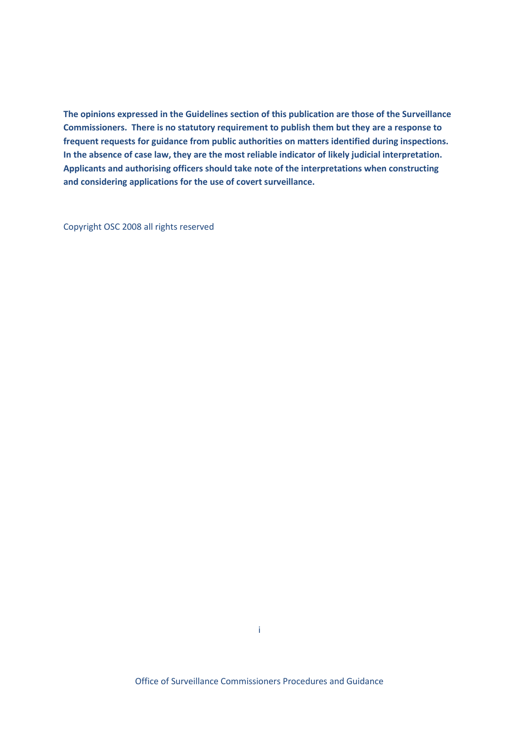**The opinions expressed in the Guidelines section of this publication are those of the Surveillance Commissioners. There is no statutory requirement to publish them but they are a response to frequent requests for guidance from public authorities on matters identified during inspections. In the absence of case law, they are the most reliable indicator of likely judicial interpretation. Applicants and authorising officers should take note of the interpretations when constructing and considering applications for the use of covert surveillance.**

Copyright OSC 2008 all rights reserved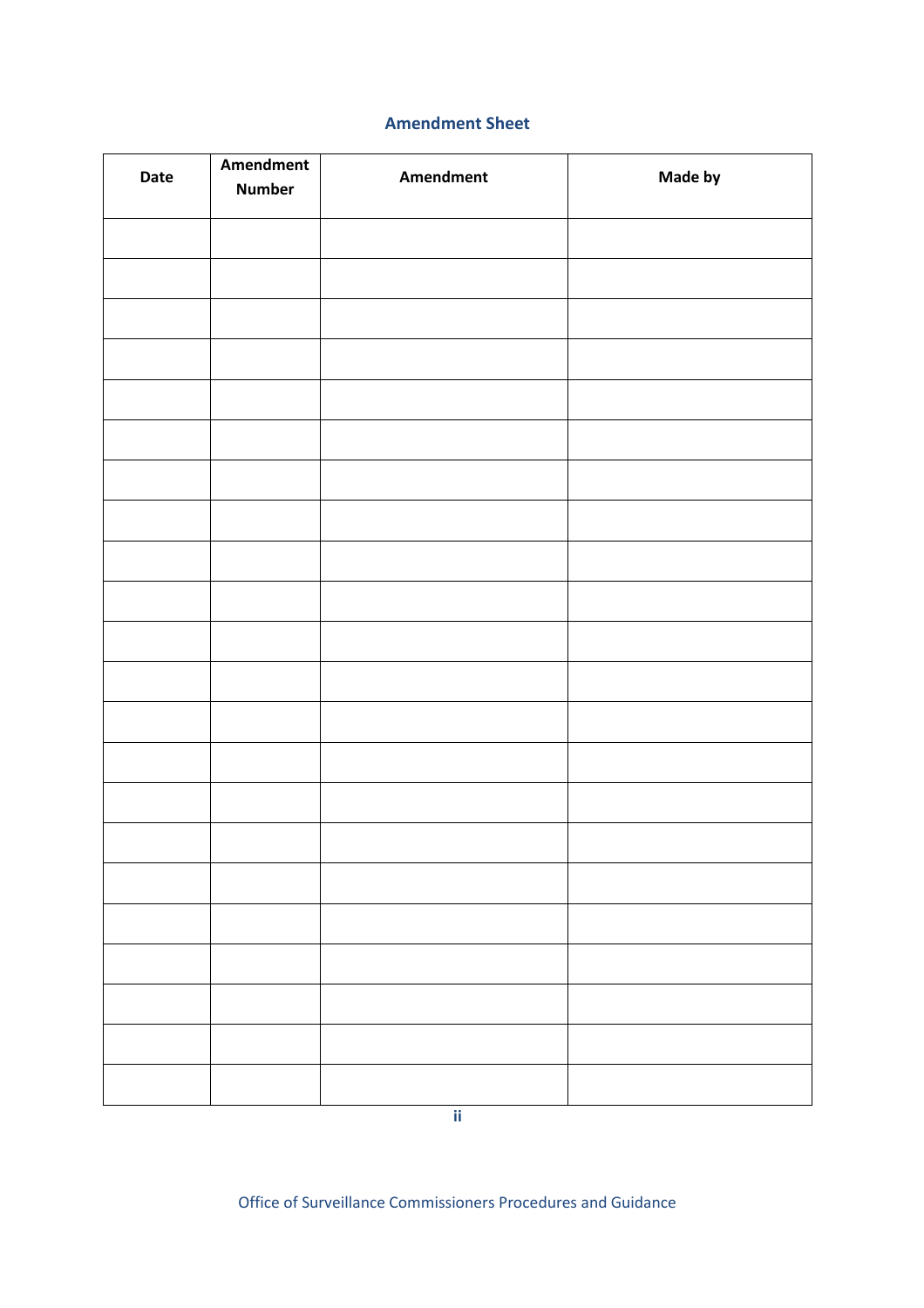## Amendment Sheet

| Date | Amendment Number | Amendment | Made by |
|---|---|---|---|
| | | | |
| | | | |
| | | | |
| | | | |
| | | | |
| | | | |
| | | | |
| | | | |
| | | | |
| | | | |
| | | | |
| | | | |
| | | | |
| | | | |
| | | | |
| | | | |
| | | | |
| | | | |
| | | | |
| | | | |
| | | | |
| | | | |
| | | | |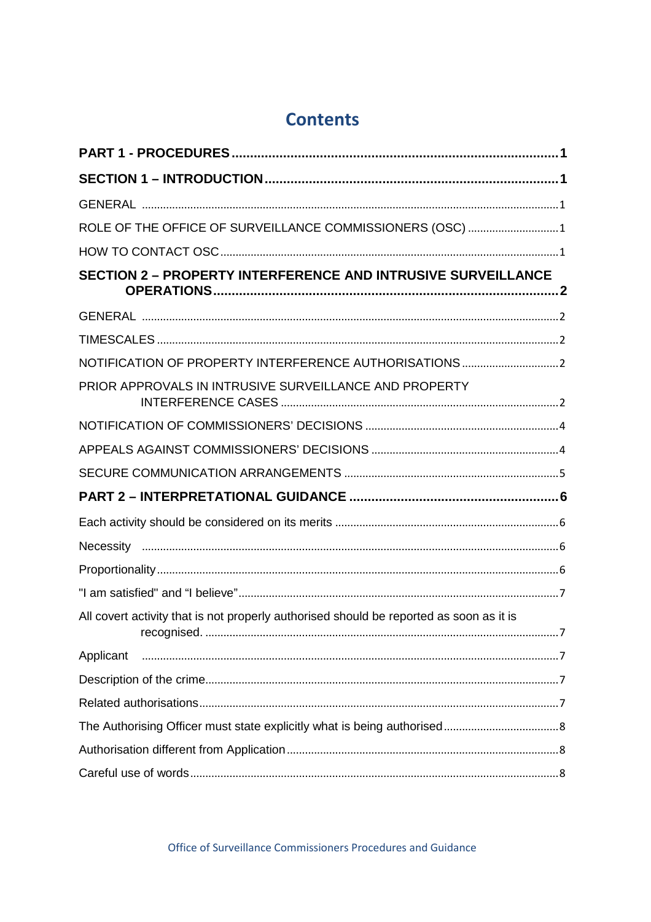# Contents

**PART 1 - PROCEDURES** ..... **1**

**SECTION 1 – INTRODUCTION** ..... **1**

GENERAL ..... 1

ROLE OF THE OFFICE OF SURVEILLANCE COMMISSIONERS (OSC) ..... 1

HOW TO CONTACT OSC ..... 1

**SECTION 2 – PROPERTY INTERFERENCE AND INTRUSIVE SURVEILLANCE OPERATIONS** ..... **2**

GENERAL ..... 2

TIMESCALES ..... 2

NOTIFICATION OF PROPERTY INTERFERENCE AUTHORISATIONS ..... 2

PRIOR APPROVALS IN INTRUSIVE SURVEILLANCE AND PROPERTY INTERFERENCE CASES ..... 2

NOTIFICATION OF COMMISSIONERS' DECISIONS ..... 4

APPEALS AGAINST COMMISSIONERS' DECISIONS ..... 4

SECURE COMMUNICATION ARRANGEMENTS ..... 5

**PART 2 – INTERPRETATIONAL GUIDANCE** ..... **6**

Each activity should be considered on its merits ..... 6

Necessity ..... 6

Proportionality ..... 6

"I am satisfied" and "I believe" ..... 7

All covert activity that is not properly authorised should be reported as soon as it is recognised. ..... 7

Applicant ..... 7

Description of the crime ..... 7

Related authorisations ..... 7

The Authorising Officer must state explicitly what is being authorised ..... 8

Authorisation different from Application ..... 8

Careful use of words ..... 8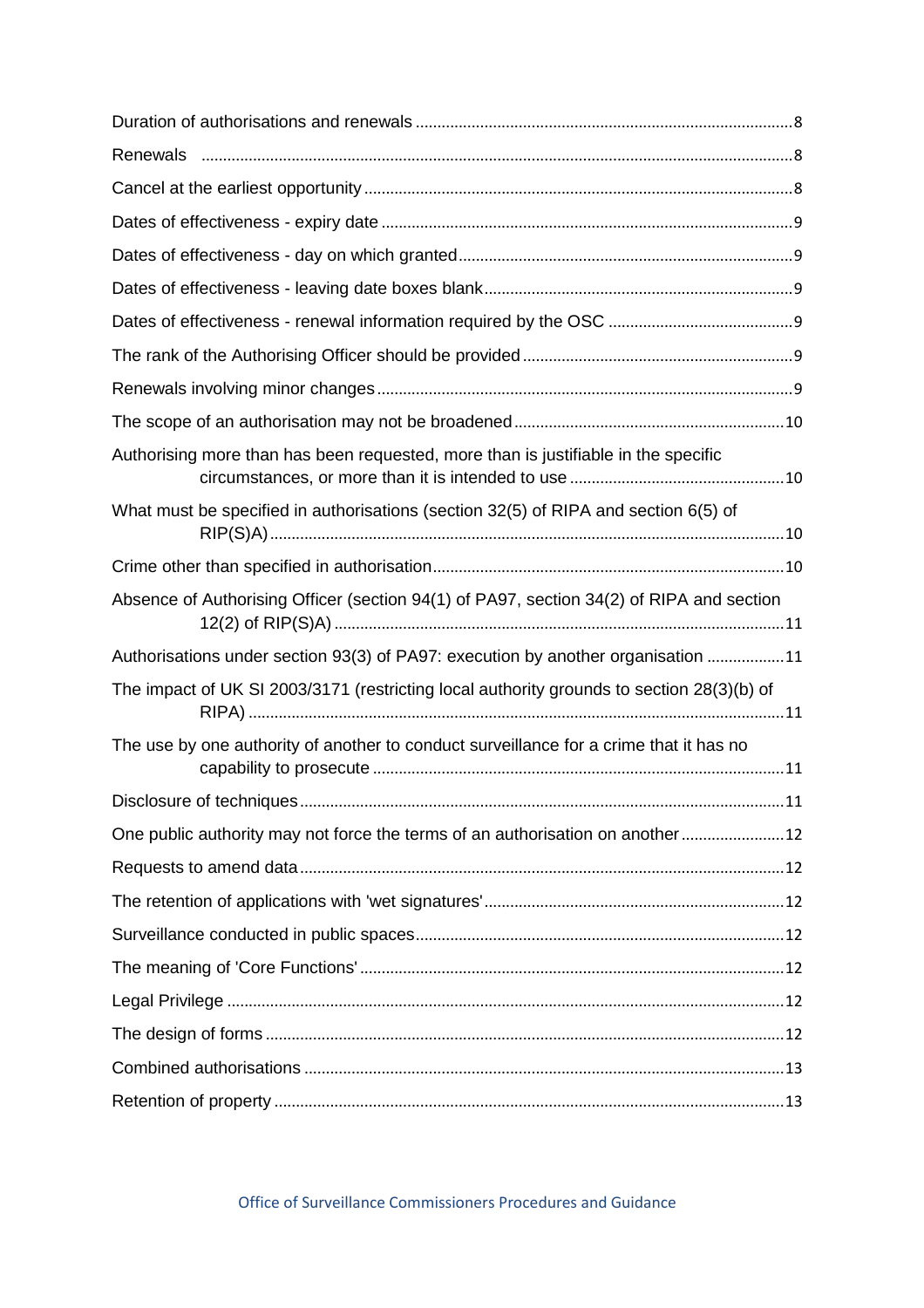Duration of authorisations and renewals ........ 8

Renewals ........ 8

Cancel at the earliest opportunity ........ 8

Dates of effectiveness - expiry date ........ 9

Dates of effectiveness - day on which granted ........ 9

Dates of effectiveness - leaving date boxes blank ........ 9

Dates of effectiveness - renewal information required by the OSC ........ 9

The rank of the Authorising Officer should be provided ........ 9

Renewals involving minor changes ........ 9

The scope of an authorisation may not be broadened ........ 10

Authorising more than has been requested, more than is justifiable in the specific circumstances, or more than it is intended to use ........ 10

What must be specified in authorisations (section 32(5) of RIPA and section 6(5) of RIP(S)A) ........ 10

Crime other than specified in authorisation ........ 10

Absence of Authorising Officer (section 94(1) of PA97, section 34(2) of RIPA and section 12(2) of RIP(S)A) ........ 11

Authorisations under section 93(3) of PA97: execution by another organisation ........ 11

The impact of UK SI 2003/3171 (restricting local authority grounds to section 28(3)(b) of RIPA) ........ 11

The use by one authority of another to conduct surveillance for a crime that it has no capability to prosecute ........ 11

Disclosure of techniques ........ 11

One public authority may not force the terms of an authorisation on another ........ 12

Requests to amend data ........ 12

The retention of applications with 'wet signatures' ........ 12

Surveillance conducted in public spaces ........ 12

The meaning of 'Core Functions' ........ 12

Legal Privilege ........ 12

The design of forms ........ 12

Combined authorisations ........ 13

Retention of property ........ 13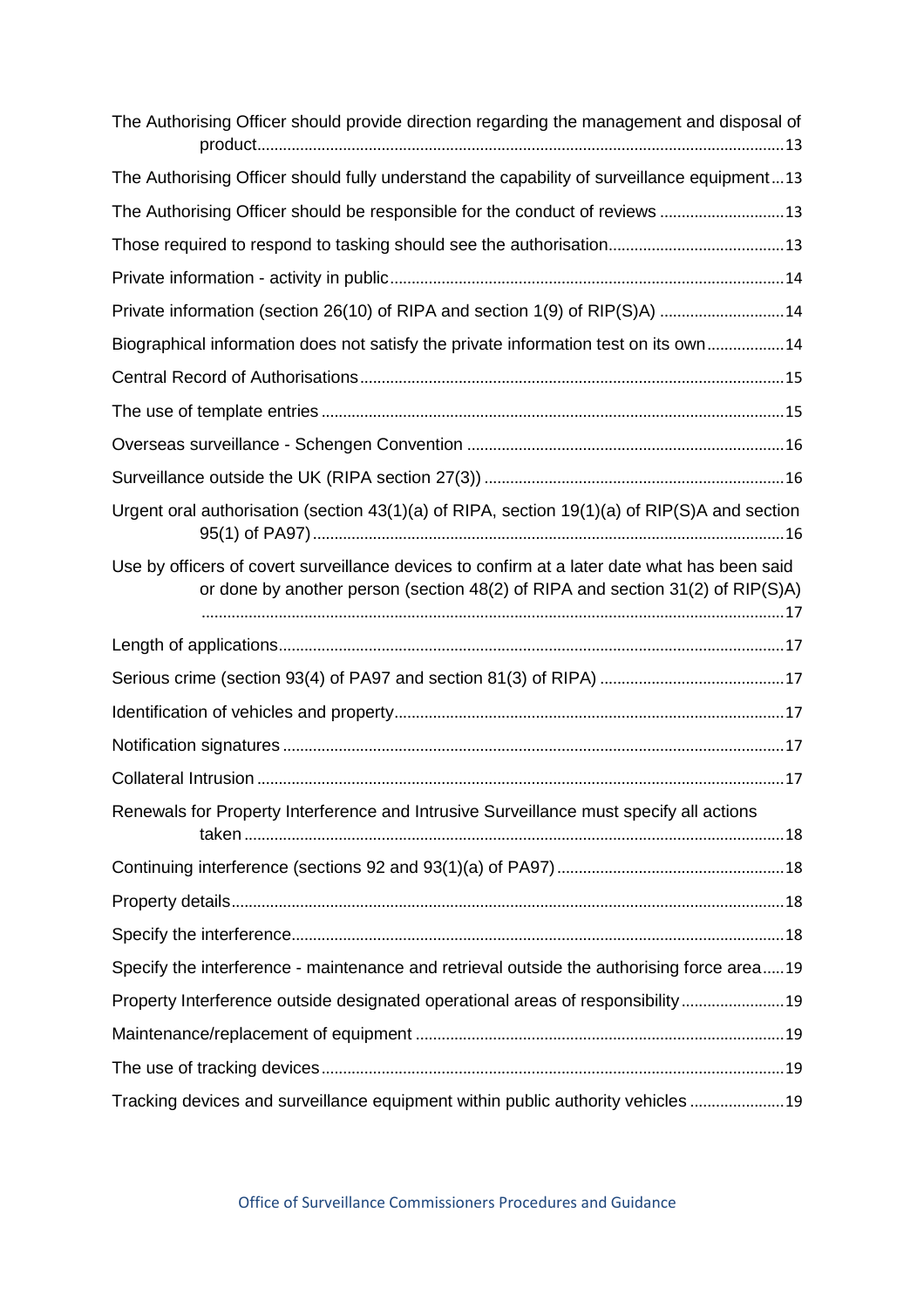The Authorising Officer should provide direction regarding the management and disposal of product ........ 13

The Authorising Officer should fully understand the capability of surveillance equipment ... 13

The Authorising Officer should be responsible for the conduct of reviews ........ 13

Those required to respond to tasking should see the authorisation ........ 13

Private information - activity in public ........ 14

Private information (section 26(10) of RIPA and section 1(9) of RIP(S)A) ........ 14

Biographical information does not satisfy the private information test on its own ........ 14

Central Record of Authorisations ........ 15

The use of template entries ........ 15

Overseas surveillance - Schengen Convention ........ 16

Surveillance outside the UK (RIPA section 27(3)) ........ 16

Urgent oral authorisation (section 43(1)(a) of RIPA, section 19(1)(a) of RIP(S)A and section 95(1) of PA97) ........ 16

Use by officers of covert surveillance devices to confirm at a later date what has been said or done by another person (section 48(2) of RIPA and section 31(2) of RIP(S)A) ........ 17

Length of applications ........ 17

Serious crime (section 93(4) of PA97 and section 81(3) of RIPA) ........ 17

Identification of vehicles and property ........ 17

Notification signatures ........ 17

Collateral Intrusion ........ 17

Renewals for Property Interference and Intrusive Surveillance must specify all actions taken ........ 18

Continuing interference (sections 92 and 93(1)(a) of PA97) ........ 18

Property details ........ 18

Specify the interference ........ 18

Specify the interference - maintenance and retrieval outside the authorising force area ..... 19

Property Interference outside designated operational areas of responsibility ........ 19

Maintenance/replacement of equipment ........ 19

The use of tracking devices ........ 19

Tracking devices and surveillance equipment within public authority vehicles ........ 19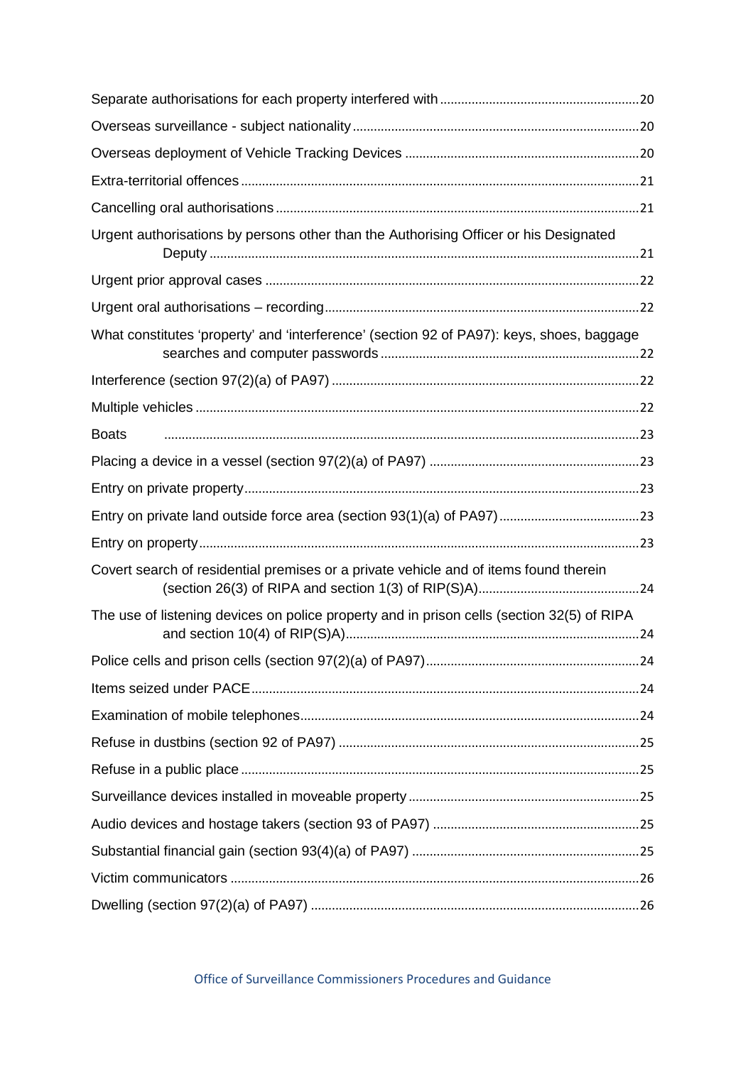Separate authorisations for each property interfered with ........................................................20

Overseas surveillance - subject nationality ................................................................................20

Overseas deployment of Vehicle Tracking Devices ..................................................................20

Extra-territorial offences ................................................................................................................21

Cancelling oral authorisations ......................................................................................................21

Urgent authorisations by persons other than the Authorising Officer or his Designated Deputy ..........................................................................................................................................21

Urgent prior approval cases ..........................................................................................................22

Urgent oral authorisations – recording ........................................................................................22

What constitutes 'property' and 'interference' (section 92 of PA97): keys, shoes, baggage searches and computer passwords .........................................................................22

Interference (section 97(2)(a) of PA97) .......................................................................................22

Multiple vehicles .............................................................................................................................22

Boats ........................................................................................................................................23

Placing a device in a vessel (section 97(2)(a) of PA97) ...........................................................23

Entry on private property ...............................................................................................................23

Entry on private land outside force area (section 93(1)(a) of PA97) .......................................23

Entry on property ............................................................................................................................23

Covert search of residential premises or a private vehicle and of items found therein (section 26(3) of RIPA and section 1(3) of RIP(S)A) .............................................24

The use of listening devices on police property and in prison cells (section 32(5) of RIPA and section 10(4) of RIP(S)A) ...................................................................................24

Police cells and prison cells (section 97(2)(a) of PA97) ............................................................24

Items seized under PACE .............................................................................................................24

Examination of mobile telephones ...............................................................................................24

Refuse in dustbins (section 92 of PA97) .....................................................................................25

Refuse in a public place .................................................................................................................25

Surveillance devices installed in moveable property .................................................................25

Audio devices and hostage takers (section 93 of PA97) ..........................................................25

Substantial financial gain (section 93(4)(a) of PA97) ................................................................25

Victim communicators ....................................................................................................................26

Dwelling (section 97(2)(a) of PA97) ............................................................................................26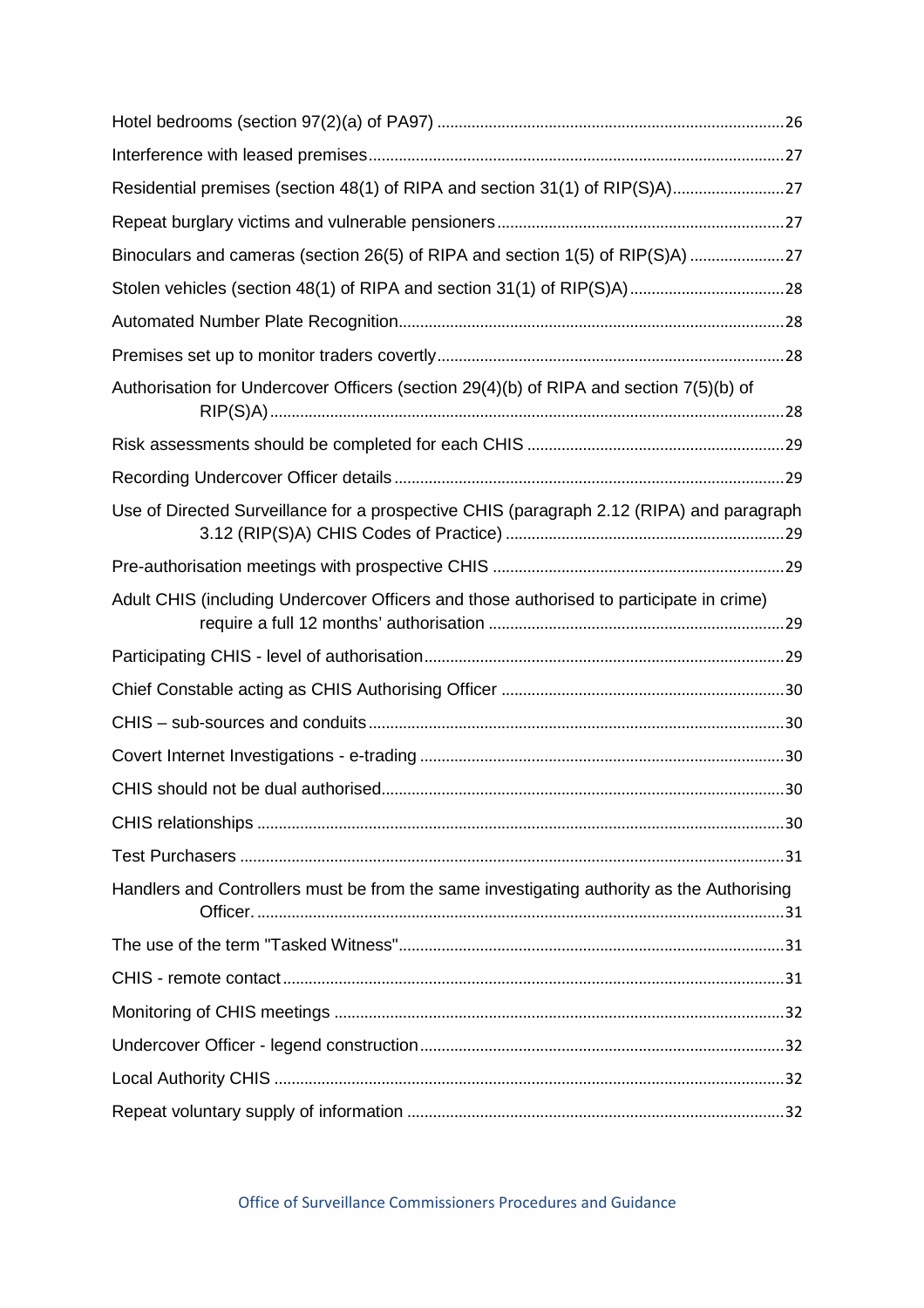Hotel bedrooms (section 97(2)(a) of PA97) ........................................................................ 26

Interference with leased premises ........................................................................ 27

Residential premises (section 48(1) of RIPA and section 31(1) of RIP(S)A) ........................ 27

Repeat burglary victims and vulnerable pensioners ........................................................ 27

Binoculars and cameras (section 26(5) of RIPA and section 1(5) of RIP(S)A) .................... 27

Stolen vehicles (section 48(1) of RIPA and section 31(1) of RIP(S)A) ................................ 28

Automated Number Plate Recognition ........................................................................ 28

Premises set up to monitor traders covertly ........................................................................ 28

Authorisation for Undercover Officers (section 29(4)(b) of RIPA and section 7(5)(b) of RIP(S)A) ........................................................................ 28

Risk assessments should be completed for each CHIS ........................................................ 29

Recording Undercover Officer details ........................................................................ 29

Use of Directed Surveillance for a prospective CHIS (paragraph 2.12 (RIPA) and paragraph 3.12 (RIP(S)A) CHIS Codes of Practice) ........................................................ 29

Pre-authorisation meetings with prospective CHIS ........................................................ 29

Adult CHIS (including Undercover Officers and those authorised to participate in crime) require a full 12 months' authorisation ........................................................ 29

Participating CHIS - level of authorisation ........................................................................ 29

Chief Constable acting as CHIS Authorising Officer ........................................................ 30

CHIS – sub-sources and conduits ........................................................................ 30

Covert Internet Investigations - e-trading ........................................................................ 30

CHIS should not be dual authorised ........................................................................ 30

CHIS relationships ........................................................................ 30

Test Purchasers ........................................................................ 31

Handlers and Controllers must be from the same investigating authority as the Authorising Officer. ........................................................................ 31

The use of the term "Tasked Witness" ........................................................................ 31

CHIS - remote contact ........................................................................ 31

Monitoring of CHIS meetings ........................................................................ 32

Undercover Officer - legend construction ........................................................................ 32

Local Authority CHIS ........................................................................ 32

Repeat voluntary supply of information ........................................................................ 32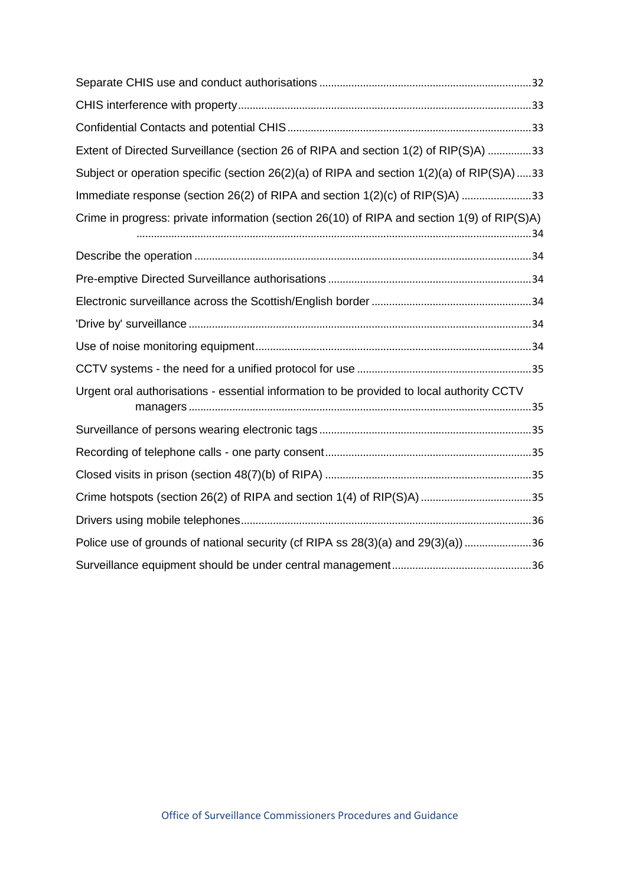Separate CHIS use and conduct authorisations ........................................................................32

CHIS interference with property....................................................................................................33

Confidential Contacts and potential CHIS....................................................................................33

Extent of Directed Surveillance (section 26 of RIPA and section 1(2) of RIP(S)A) ...............33

Subject or operation specific (section 26(2)(a) of RIPA and section 1(2)(a) of RIP(S)A).....33

Immediate response (section 26(2) of RIPA and section 1(2)(c) of RIP(S)A) ........................33

Crime in progress: private information (section 26(10) of RIPA and section 1(9) of RIP(S)A) .......................................................................................................................................34

Describe the operation ...................................................................................................................34

Pre-emptive Directed Surveillance authorisations .....................................................................34

Electronic surveillance across the Scottish/English border .......................................................34

'Drive by' surveillance .....................................................................................................................34

Use of noise monitoring equipment..............................................................................................34

CCTV systems - the need for a unified protocol for use ............................................................35

Urgent oral authorisations - essential information to be provided to local authority CCTV managers .....................................................................................................................35

Surveillance of persons wearing electronic tags ........................................................................35

Recording of telephone calls - one party consent......................................................................35

Closed visits in prison (section 48(7)(b) of RIPA) .......................................................................35

Crime hotspots (section 26(2) of RIPA and section 1(4) of RIP(S)A) ......................................35

Drivers using mobile telephones...................................................................................................36

Police use of grounds of national security (cf RIPA ss 28(3)(a) and 29(3)(a)) .......................36

Surveillance equipment should be under central management................................................36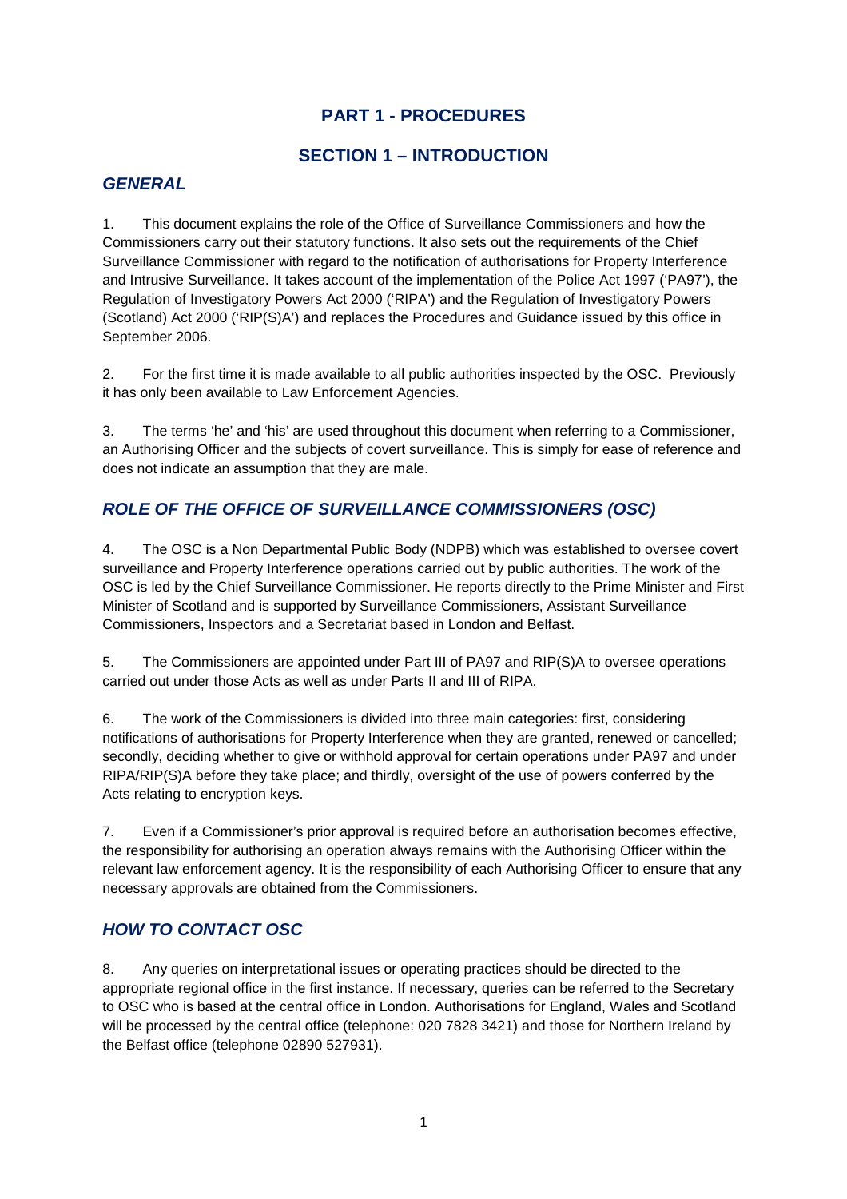# PART 1 - PROCEDURES

## SECTION 1 – INTRODUCTION

### *GENERAL*

1. This document explains the role of the Office of Surveillance Commissioners and how the Commissioners carry out their statutory functions. It also sets out the requirements of the Chief Surveillance Commissioner with regard to the notification of authorisations for Property Interference and Intrusive Surveillance. It takes account of the implementation of the Police Act 1997 ('PA97'), the Regulation of Investigatory Powers Act 2000 ('RIPA') and the Regulation of Investigatory Powers (Scotland) Act 2000 ('RIP(S)A') and replaces the Procedures and Guidance issued by this office in September 2006.

2. For the first time it is made available to all public authorities inspected by the OSC. Previously it has only been available to Law Enforcement Agencies.

3. The terms 'he' and 'his' are used throughout this document when referring to a Commissioner, an Authorising Officer and the subjects of covert surveillance. This is simply for ease of reference and does not indicate an assumption that they are male.

### *ROLE OF THE OFFICE OF SURVEILLANCE COMMISSIONERS (OSC)*

4. The OSC is a Non Departmental Public Body (NDPB) which was established to oversee covert surveillance and Property Interference operations carried out by public authorities. The work of the OSC is led by the Chief Surveillance Commissioner. He reports directly to the Prime Minister and First Minister of Scotland and is supported by Surveillance Commissioners, Assistant Surveillance Commissioners, Inspectors and a Secretariat based in London and Belfast.

5. The Commissioners are appointed under Part III of PA97 and RIP(S)A to oversee operations carried out under those Acts as well as under Parts II and III of RIPA.

6. The work of the Commissioners is divided into three main categories: first, considering notifications of authorisations for Property Interference when they are granted, renewed or cancelled; secondly, deciding whether to give or withhold approval for certain operations under PA97 and under RIPA/RIP(S)A before they take place; and thirdly, oversight of the use of powers conferred by the Acts relating to encryption keys.

7. Even if a Commissioner's prior approval is required before an authorisation becomes effective, the responsibility for authorising an operation always remains with the Authorising Officer within the relevant law enforcement agency. It is the responsibility of each Authorising Officer to ensure that any necessary approvals are obtained from the Commissioners.

### *HOW TO CONTACT OSC*

8. Any queries on interpretational issues or operating practices should be directed to the appropriate regional office in the first instance. If necessary, queries can be referred to the Secretary to OSC who is based at the central office in London. Authorisations for England, Wales and Scotland will be processed by the central office (telephone: 020 7828 3421) and those for Northern Ireland by the Belfast office (telephone 02890 527931).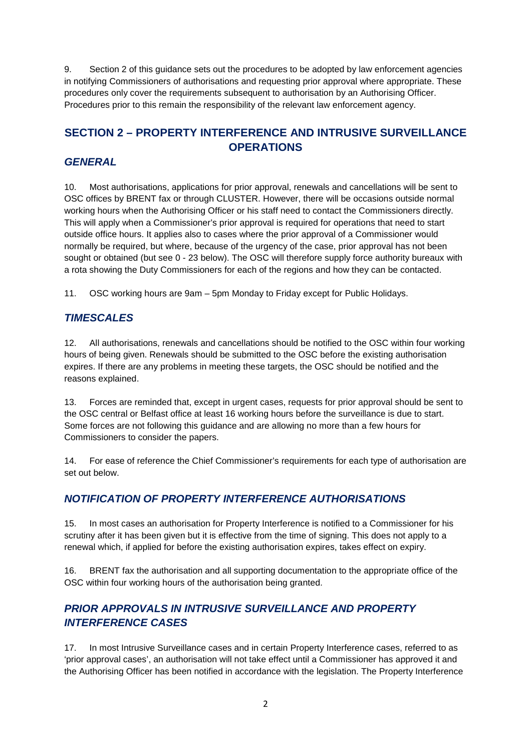9. Section 2 of this guidance sets out the procedures to be adopted by law enforcement agencies in notifying Commissioners of authorisations and requesting prior approval where appropriate. These procedures only cover the requirements subsequent to authorisation by an Authorising Officer. Procedures prior to this remain the responsibility of the relevant law enforcement agency.

## SECTION 2 – PROPERTY INTERFERENCE AND INTRUSIVE SURVEILLANCE OPERATIONS

### *GENERAL*

10. Most authorisations, applications for prior approval, renewals and cancellations will be sent to OSC offices by BRENT fax or through CLUSTER. However, there will be occasions outside normal working hours when the Authorising Officer or his staff need to contact the Commissioners directly. This will apply when a Commissioner's prior approval is required for operations that need to start outside office hours. It applies also to cases where the prior approval of a Commissioner would normally be required, but where, because of the urgency of the case, prior approval has not been sought or obtained (but see 0 - 23 below). The OSC will therefore supply force authority bureaux with a rota showing the Duty Commissioners for each of the regions and how they can be contacted.

11. OSC working hours are 9am – 5pm Monday to Friday except for Public Holidays.

### *TIMESCALES*

12. All authorisations, renewals and cancellations should be notified to the OSC within four working hours of being given. Renewals should be submitted to the OSC before the existing authorisation expires. If there are any problems in meeting these targets, the OSC should be notified and the reasons explained.

13. Forces are reminded that, except in urgent cases, requests for prior approval should be sent to the OSC central or Belfast office at least 16 working hours before the surveillance is due to start. Some forces are not following this guidance and are allowing no more than a few hours for Commissioners to consider the papers.

14. For ease of reference the Chief Commissioner's requirements for each type of authorisation are set out below.

### *NOTIFICATION OF PROPERTY INTERFERENCE AUTHORISATIONS*

15. In most cases an authorisation for Property Interference is notified to a Commissioner for his scrutiny after it has been given but it is effective from the time of signing. This does not apply to a renewal which, if applied for before the existing authorisation expires, takes effect on expiry.

16. BRENT fax the authorisation and all supporting documentation to the appropriate office of the OSC within four working hours of the authorisation being granted.

### *PRIOR APPROVALS IN INTRUSIVE SURVEILLANCE AND PROPERTY INTERFERENCE CASES*

17. In most Intrusive Surveillance cases and in certain Property Interference cases, referred to as 'prior approval cases', an authorisation will not take effect until a Commissioner has approved it and the Authorising Officer has been notified in accordance with the legislation. The Property Interference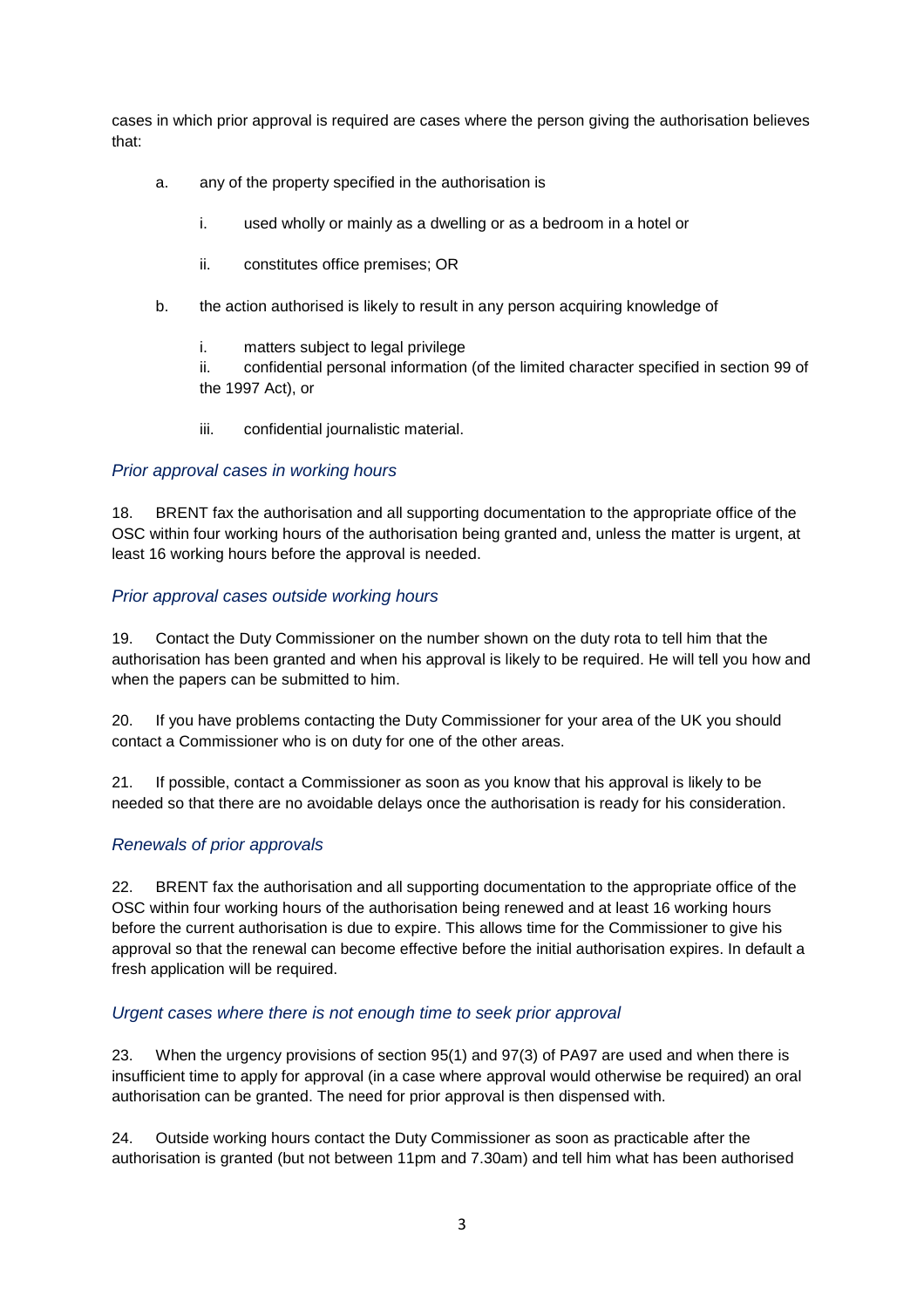cases in which prior approval is required are cases where the person giving the authorisation believes that:

a. any of the property specified in the authorisation is

   i. used wholly or mainly as a dwelling or as a bedroom in a hotel or

   ii. constitutes office premises; OR

b. the action authorised is likely to result in any person acquiring knowledge of

   i. matters subject to legal privilege

   ii. confidential personal information (of the limited character specified in section 99 of the 1997 Act), or

   iii. confidential journalistic material.

*Prior approval cases in working hours*

18. BRENT fax the authorisation and all supporting documentation to the appropriate office of the OSC within four working hours of the authorisation being granted and, unless the matter is urgent, at least 16 working hours before the approval is needed.

*Prior approval cases outside working hours*

19. Contact the Duty Commissioner on the number shown on the duty rota to tell him that the authorisation has been granted and when his approval is likely to be required. He will tell you how and when the papers can be submitted to him.

20. If you have problems contacting the Duty Commissioner for your area of the UK you should contact a Commissioner who is on duty for one of the other areas.

21. If possible, contact a Commissioner as soon as you know that his approval is likely to be needed so that there are no avoidable delays once the authorisation is ready for his consideration.

*Renewals of prior approvals*

22. BRENT fax the authorisation and all supporting documentation to the appropriate office of the OSC within four working hours of the authorisation being renewed and at least 16 working hours before the current authorisation is due to expire. This allows time for the Commissioner to give his approval so that the renewal can become effective before the initial authorisation expires. In default a fresh application will be required.

*Urgent cases where there is not enough time to seek prior approval*

23. When the urgency provisions of section 95(1) and 97(3) of PA97 are used and when there is insufficient time to apply for approval (in a case where approval would otherwise be required) an oral authorisation can be granted. The need for prior approval is then dispensed with.

24. Outside working hours contact the Duty Commissioner as soon as practicable after the authorisation is granted (but not between 11pm and 7.30am) and tell him what has been authorised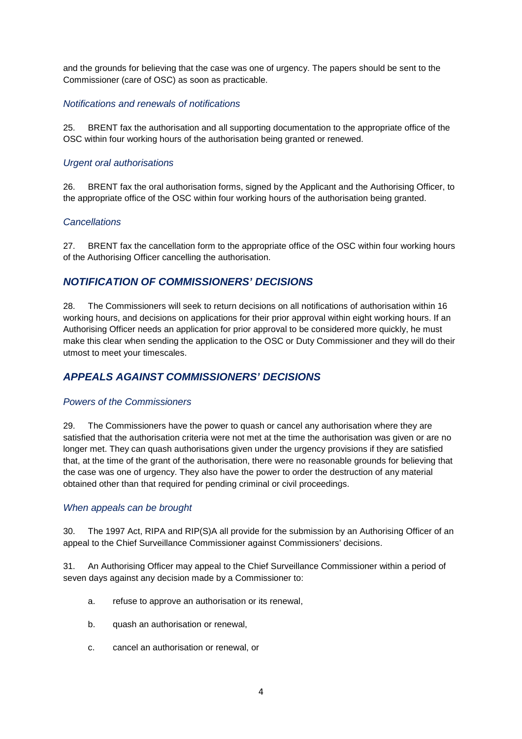and the grounds for believing that the case was one of urgency. The papers should be sent to the Commissioner (care of OSC) as soon as practicable.

### *Notifications and renewals of notifications*

25. BRENT fax the authorisation and all supporting documentation to the appropriate office of the OSC within four working hours of the authorisation being granted or renewed.

### *Urgent oral authorisations*

26. BRENT fax the oral authorisation forms, signed by the Applicant and the Authorising Officer, to the appropriate office of the OSC within four working hours of the authorisation being granted.

### *Cancellations*

27. BRENT fax the cancellation form to the appropriate office of the OSC within four working hours of the Authorising Officer cancelling the authorisation.

## *NOTIFICATION OF COMMISSIONERS' DECISIONS*

28. The Commissioners will seek to return decisions on all notifications of authorisation within 16 working hours, and decisions on applications for their prior approval within eight working hours. If an Authorising Officer needs an application for prior approval to be considered more quickly, he must make this clear when sending the application to the OSC or Duty Commissioner and they will do their utmost to meet your timescales.

## *APPEALS AGAINST COMMISSIONERS' DECISIONS*

### *Powers of the Commissioners*

29. The Commissioners have the power to quash or cancel any authorisation where they are satisfied that the authorisation criteria were not met at the time the authorisation was given or are no longer met. They can quash authorisations given under the urgency provisions if they are satisfied that, at the time of the grant of the authorisation, there were no reasonable grounds for believing that the case was one of urgency. They also have the power to order the destruction of any material obtained other than that required for pending criminal or civil proceedings.

### *When appeals can be brought*

30. The 1997 Act, RIPA and RIP(S)A all provide for the submission by an Authorising Officer of an appeal to the Chief Surveillance Commissioner against Commissioners' decisions.

31. An Authorising Officer may appeal to the Chief Surveillance Commissioner within a period of seven days against any decision made by a Commissioner to:

a. refuse to approve an authorisation or its renewal,

b. quash an authorisation or renewal,

c. cancel an authorisation or renewal, or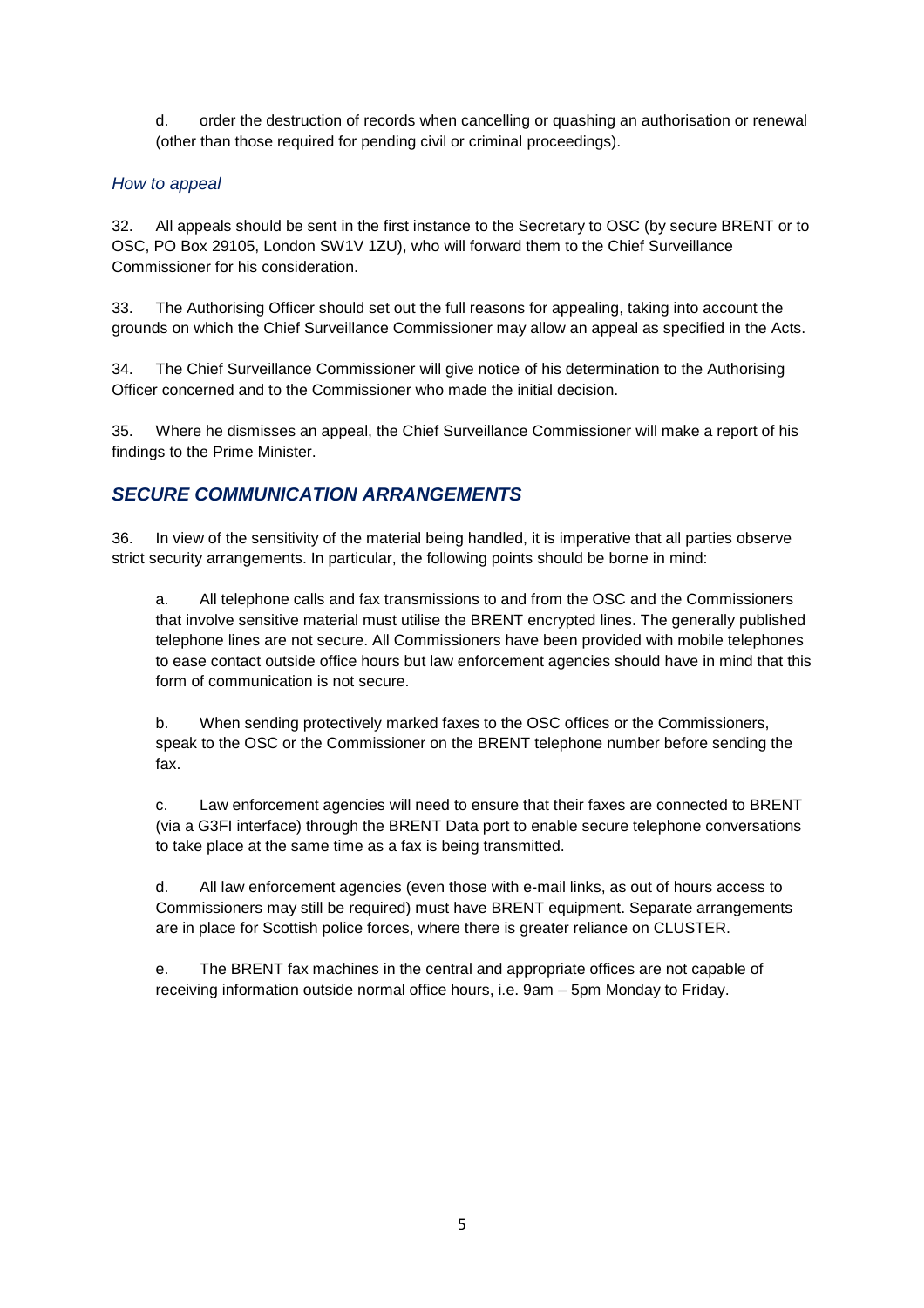d. order the destruction of records when cancelling or quashing an authorisation or renewal (other than those required for pending civil or criminal proceedings).

### *How to appeal*

32. All appeals should be sent in the first instance to the Secretary to OSC (by secure BRENT or to OSC, PO Box 29105, London SW1V 1ZU), who will forward them to the Chief Surveillance Commissioner for his consideration.

33. The Authorising Officer should set out the full reasons for appealing, taking into account the grounds on which the Chief Surveillance Commissioner may allow an appeal as specified in the Acts.

34. The Chief Surveillance Commissioner will give notice of his determination to the Authorising Officer concerned and to the Commissioner who made the initial decision.

35. Where he dismisses an appeal, the Chief Surveillance Commissioner will make a report of his findings to the Prime Minister.

## *SECURE COMMUNICATION ARRANGEMENTS*

36. In view of the sensitivity of the material being handled, it is imperative that all parties observe strict security arrangements. In particular, the following points should be borne in mind:

a. All telephone calls and fax transmissions to and from the OSC and the Commissioners that involve sensitive material must utilise the BRENT encrypted lines. The generally published telephone lines are not secure. All Commissioners have been provided with mobile telephones to ease contact outside office hours but law enforcement agencies should have in mind that this form of communication is not secure.

b. When sending protectively marked faxes to the OSC offices or the Commissioners, speak to the OSC or the Commissioner on the BRENT telephone number before sending the fax.

c. Law enforcement agencies will need to ensure that their faxes are connected to BRENT (via a G3FI interface) through the BRENT Data port to enable secure telephone conversations to take place at the same time as a fax is being transmitted.

d. All law enforcement agencies (even those with e-mail links, as out of hours access to Commissioners may still be required) must have BRENT equipment. Separate arrangements are in place for Scottish police forces, where there is greater reliance on CLUSTER.

e. The BRENT fax machines in the central and appropriate offices are not capable of receiving information outside normal office hours, i.e. 9am – 5pm Monday to Friday.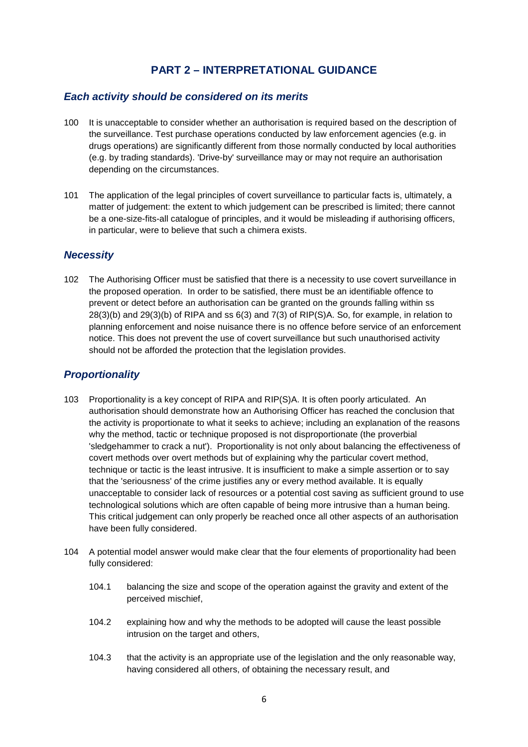## PART 2 – INTERPRETATIONAL GUIDANCE

### *Each activity should be considered on its merits*

100 It is unacceptable to consider whether an authorisation is required based on the description of the surveillance. Test purchase operations conducted by law enforcement agencies (e.g. in drugs operations) are significantly different from those normally conducted by local authorities (e.g. by trading standards). 'Drive-by' surveillance may or may not require an authorisation depending on the circumstances.

101 The application of the legal principles of covert surveillance to particular facts is, ultimately, a matter of judgement: the extent to which judgement can be prescribed is limited; there cannot be a one-size-fits-all catalogue of principles, and it would be misleading if authorising officers, in particular, were to believe that such a chimera exists.

### *Necessity*

102 The Authorising Officer must be satisfied that there is a necessity to use covert surveillance in the proposed operation. In order to be satisfied, there must be an identifiable offence to prevent or detect before an authorisation can be granted on the grounds falling within ss 28(3)(b) and 29(3)(b) of RIPA and ss 6(3) and 7(3) of RIP(S)A. So, for example, in relation to planning enforcement and noise nuisance there is no offence before service of an enforcement notice. This does not prevent the use of covert surveillance but such unauthorised activity should not be afforded the protection that the legislation provides.

### *Proportionality*

103 Proportionality is a key concept of RIPA and RIP(S)A. It is often poorly articulated. An authorisation should demonstrate how an Authorising Officer has reached the conclusion that the activity is proportionate to what it seeks to achieve; including an explanation of the reasons why the method, tactic or technique proposed is not disproportionate (the proverbial 'sledgehammer to crack a nut'). Proportionality is not only about balancing the effectiveness of covert methods over overt methods but of explaining why the particular covert method, technique or tactic is the least intrusive. It is insufficient to make a simple assertion or to say that the 'seriousness' of the crime justifies any or every method available. It is equally unacceptable to consider lack of resources or a potential cost saving as sufficient ground to use technological solutions which are often capable of being more intrusive than a human being. This critical judgement can only properly be reached once all other aspects of an authorisation have been fully considered.

104 A potential model answer would make clear that the four elements of proportionality had been fully considered:

104.1 balancing the size and scope of the operation against the gravity and extent of the perceived mischief,

104.2 explaining how and why the methods to be adopted will cause the least possible intrusion on the target and others,

104.3 that the activity is an appropriate use of the legislation and the only reasonable way, having considered all others, of obtaining the necessary result, and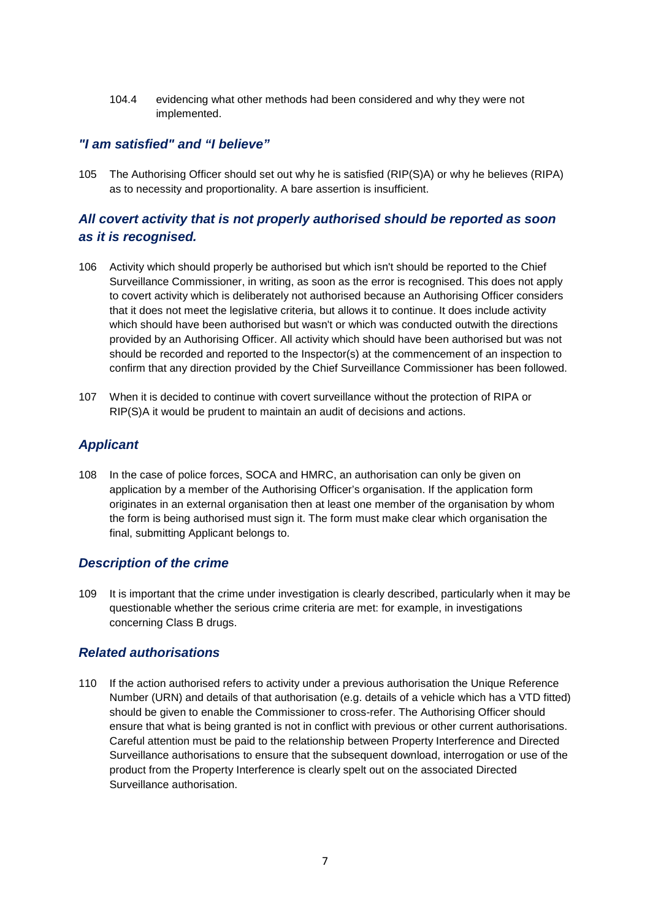104.4 evidencing what other methods had been considered and why they were not implemented.

### *"I am satisfied" and "I believe"*

105 The Authorising Officer should set out why he is satisfied (RIP(S)A) or why he believes (RIPA) as to necessity and proportionality. A bare assertion is insufficient.

### *All covert activity that is not properly authorised should be reported as soon as it is recognised.*

106 Activity which should properly be authorised but which isn't should be reported to the Chief Surveillance Commissioner, in writing, as soon as the error is recognised. This does not apply to covert activity which is deliberately not authorised because an Authorising Officer considers that it does not meet the legislative criteria, but allows it to continue. It does include activity which should have been authorised but wasn't or which was conducted outwith the directions provided by an Authorising Officer. All activity which should have been authorised but was not should be recorded and reported to the Inspector(s) at the commencement of an inspection to confirm that any direction provided by the Chief Surveillance Commissioner has been followed.

107 When it is decided to continue with covert surveillance without the protection of RIPA or RIP(S)A it would be prudent to maintain an audit of decisions and actions.

### *Applicant*

108 In the case of police forces, SOCA and HMRC, an authorisation can only be given on application by a member of the Authorising Officer's organisation. If the application form originates in an external organisation then at least one member of the organisation by whom the form is being authorised must sign it. The form must make clear which organisation the final, submitting Applicant belongs to.

### *Description of the crime*

109 It is important that the crime under investigation is clearly described, particularly when it may be questionable whether the serious crime criteria are met: for example, in investigations concerning Class B drugs.

### *Related authorisations*

110 If the action authorised refers to activity under a previous authorisation the Unique Reference Number (URN) and details of that authorisation (e.g. details of a vehicle which has a VTD fitted) should be given to enable the Commissioner to cross-refer. The Authorising Officer should ensure that what is being granted is not in conflict with previous or other current authorisations. Careful attention must be paid to the relationship between Property Interference and Directed Surveillance authorisations to ensure that the subsequent download, interrogation or use of the product from the Property Interference is clearly spelt out on the associated Directed Surveillance authorisation.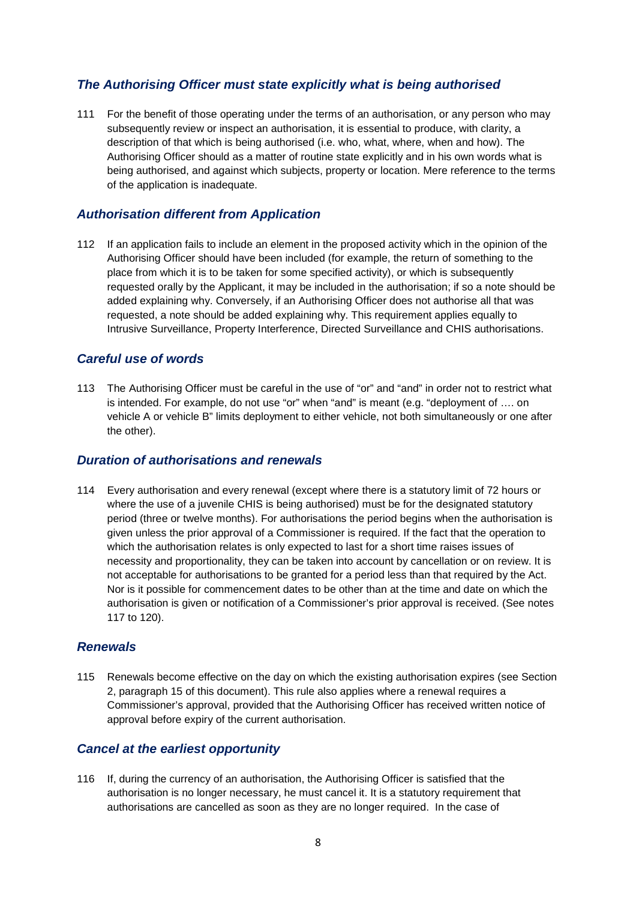### *The Authorising Officer must state explicitly what is being authorised*

111 For the benefit of those operating under the terms of an authorisation, or any person who may subsequently review or inspect an authorisation, it is essential to produce, with clarity, a description of that which is being authorised (i.e. who, what, where, when and how). The Authorising Officer should as a matter of routine state explicitly and in his own words what is being authorised, and against which subjects, property or location. Mere reference to the terms of the application is inadequate.

### *Authorisation different from Application*

112 If an application fails to include an element in the proposed activity which in the opinion of the Authorising Officer should have been included (for example, the return of something to the place from which it is to be taken for some specified activity), or which is subsequently requested orally by the Applicant, it may be included in the authorisation; if so a note should be added explaining why. Conversely, if an Authorising Officer does not authorise all that was requested, a note should be added explaining why. This requirement applies equally to Intrusive Surveillance, Property Interference, Directed Surveillance and CHIS authorisations.

### *Careful use of words*

113 The Authorising Officer must be careful in the use of "or" and "and" in order not to restrict what is intended. For example, do not use "or" when "and" is meant (e.g. "deployment of …. on vehicle A or vehicle B" limits deployment to either vehicle, not both simultaneously or one after the other).

### *Duration of authorisations and renewals*

114 Every authorisation and every renewal (except where there is a statutory limit of 72 hours or where the use of a juvenile CHIS is being authorised) must be for the designated statutory period (three or twelve months). For authorisations the period begins when the authorisation is given unless the prior approval of a Commissioner is required. If the fact that the operation to which the authorisation relates is only expected to last for a short time raises issues of necessity and proportionality, they can be taken into account by cancellation or on review. It is not acceptable for authorisations to be granted for a period less than that required by the Act. Nor is it possible for commencement dates to be other than at the time and date on which the authorisation is given or notification of a Commissioner's prior approval is received. (See notes 117 to 120).

### *Renewals*

115 Renewals become effective on the day on which the existing authorisation expires (see Section 2, paragraph 15 of this document). This rule also applies where a renewal requires a Commissioner's approval, provided that the Authorising Officer has received written notice of approval before expiry of the current authorisation.

### *Cancel at the earliest opportunity*

116 If, during the currency of an authorisation, the Authorising Officer is satisfied that the authorisation is no longer necessary, he must cancel it. It is a statutory requirement that authorisations are cancelled as soon as they are no longer required. In the case of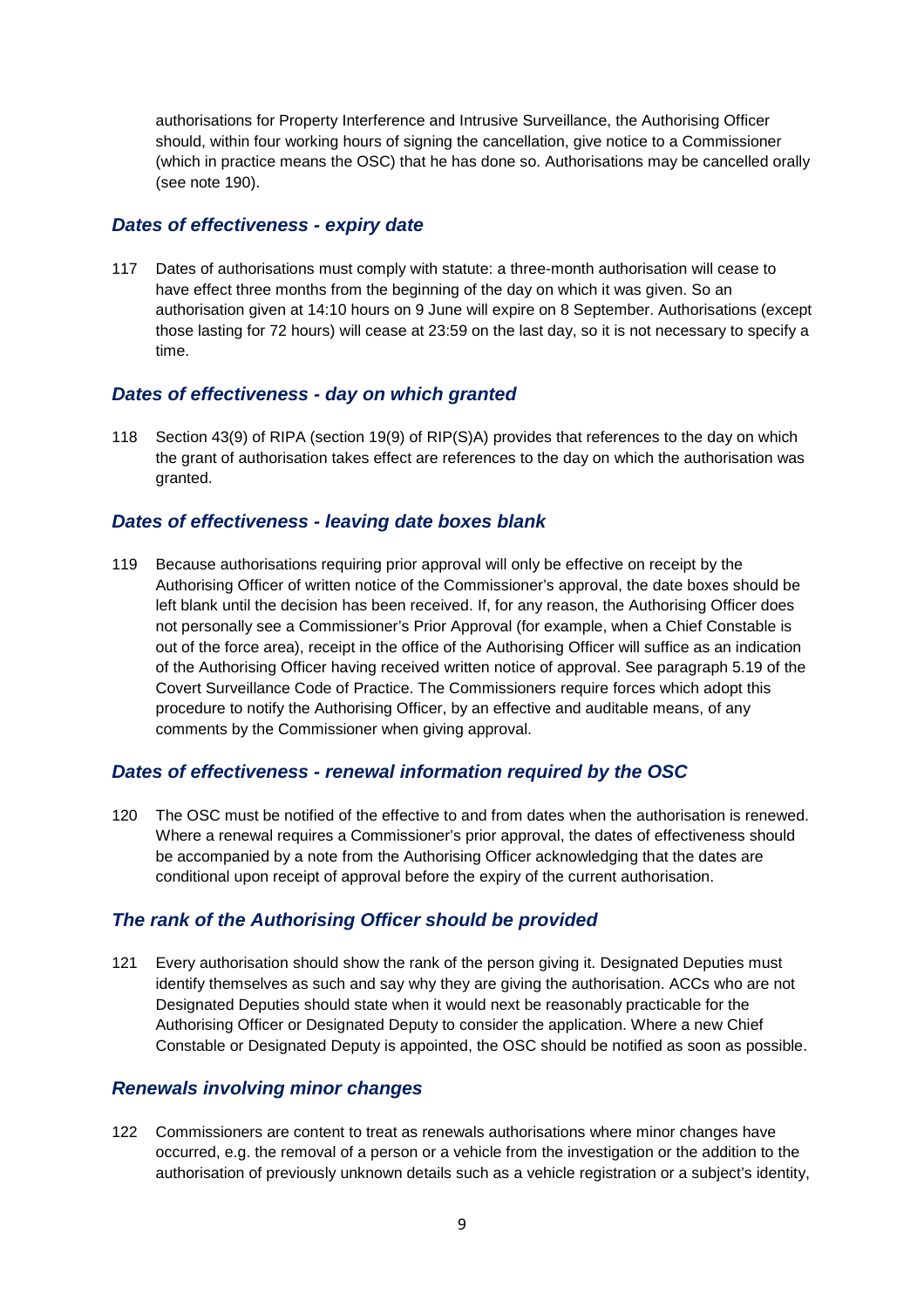authorisations for Property Interference and Intrusive Surveillance, the Authorising Officer should, within four working hours of signing the cancellation, give notice to a Commissioner (which in practice means the OSC) that he has done so. Authorisations may be cancelled orally (see note 190).

### *Dates of effectiveness - expiry date*

117 Dates of authorisations must comply with statute: a three-month authorisation will cease to have effect three months from the beginning of the day on which it was given. So an authorisation given at 14:10 hours on 9 June will expire on 8 September. Authorisations (except those lasting for 72 hours) will cease at 23:59 on the last day, so it is not necessary to specify a time.

### *Dates of effectiveness - day on which granted*

118 Section 43(9) of RIPA (section 19(9) of RIP(S)A) provides that references to the day on which the grant of authorisation takes effect are references to the day on which the authorisation was granted.

### *Dates of effectiveness - leaving date boxes blank*

119 Because authorisations requiring prior approval will only be effective on receipt by the Authorising Officer of written notice of the Commissioner's approval, the date boxes should be left blank until the decision has been received. If, for any reason, the Authorising Officer does not personally see a Commissioner's Prior Approval (for example, when a Chief Constable is out of the force area), receipt in the office of the Authorising Officer will suffice as an indication of the Authorising Officer having received written notice of approval. See paragraph 5.19 of the Covert Surveillance Code of Practice. The Commissioners require forces which adopt this procedure to notify the Authorising Officer, by an effective and auditable means, of any comments by the Commissioner when giving approval.

### *Dates of effectiveness - renewal information required by the OSC*

120 The OSC must be notified of the effective to and from dates when the authorisation is renewed. Where a renewal requires a Commissioner's prior approval, the dates of effectiveness should be accompanied by a note from the Authorising Officer acknowledging that the dates are conditional upon receipt of approval before the expiry of the current authorisation.

### *The rank of the Authorising Officer should be provided*

121 Every authorisation should show the rank of the person giving it. Designated Deputies must identify themselves as such and say why they are giving the authorisation. ACCs who are not Designated Deputies should state when it would next be reasonably practicable for the Authorising Officer or Designated Deputy to consider the application. Where a new Chief Constable or Designated Deputy is appointed, the OSC should be notified as soon as possible.

### *Renewals involving minor changes*

122 Commissioners are content to treat as renewals authorisations where minor changes have occurred, e.g. the removal of a person or a vehicle from the investigation or the addition to the authorisation of previously unknown details such as a vehicle registration or a subject's identity,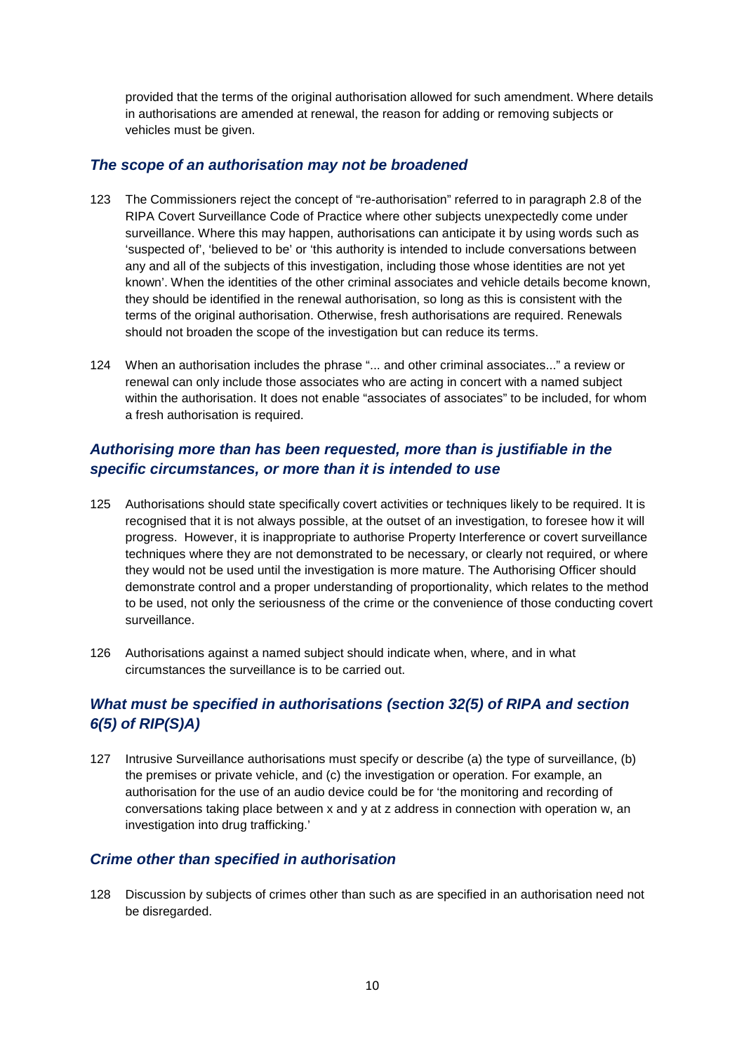provided that the terms of the original authorisation allowed for such amendment. Where details in authorisations are amended at renewal, the reason for adding or removing subjects or vehicles must be given.

### *The scope of an authorisation may not be broadened*

123 The Commissioners reject the concept of "re-authorisation" referred to in paragraph 2.8 of the RIPA Covert Surveillance Code of Practice where other subjects unexpectedly come under surveillance. Where this may happen, authorisations can anticipate it by using words such as 'suspected of', 'believed to be' or 'this authority is intended to include conversations between any and all of the subjects of this investigation, including those whose identities are not yet known'. When the identities of the other criminal associates and vehicle details become known, they should be identified in the renewal authorisation, so long as this is consistent with the terms of the original authorisation. Otherwise, fresh authorisations are required. Renewals should not broaden the scope of the investigation but can reduce its terms.

124 When an authorisation includes the phrase "... and other criminal associates..." a review or renewal can only include those associates who are acting in concert with a named subject within the authorisation. It does not enable "associates of associates" to be included, for whom a fresh authorisation is required.

### *Authorising more than has been requested, more than is justifiable in the specific circumstances, or more than it is intended to use*

125 Authorisations should state specifically covert activities or techniques likely to be required. It is recognised that it is not always possible, at the outset of an investigation, to foresee how it will progress. However, it is inappropriate to authorise Property Interference or covert surveillance techniques where they are not demonstrated to be necessary, or clearly not required, or where they would not be used until the investigation is more mature. The Authorising Officer should demonstrate control and a proper understanding of proportionality, which relates to the method to be used, not only the seriousness of the crime or the convenience of those conducting covert surveillance.

126 Authorisations against a named subject should indicate when, where, and in what circumstances the surveillance is to be carried out.

### *What must be specified in authorisations (section 32(5) of RIPA and section 6(5) of RIP(S)A)*

127 Intrusive Surveillance authorisations must specify or describe (a) the type of surveillance, (b) the premises or private vehicle, and (c) the investigation or operation. For example, an authorisation for the use of an audio device could be for 'the monitoring and recording of conversations taking place between x and y at z address in connection with operation w, an investigation into drug trafficking.'

### *Crime other than specified in authorisation*

128 Discussion by subjects of crimes other than such as are specified in an authorisation need not be disregarded.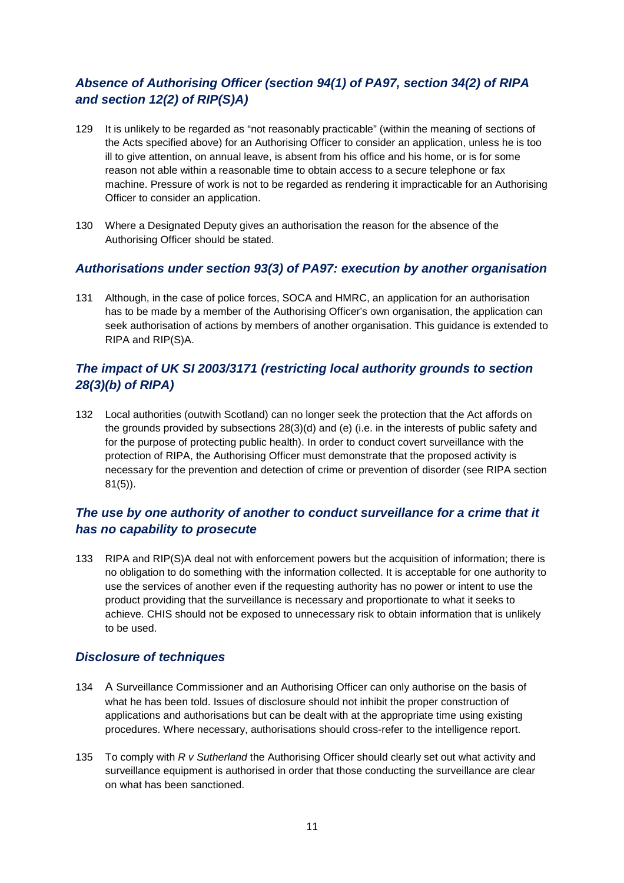### *Absence of Authorising Officer (section 94(1) of PA97, section 34(2) of RIPA and section 12(2) of RIP(S)A)*

129 It is unlikely to be regarded as "not reasonably practicable" (within the meaning of sections of the Acts specified above) for an Authorising Officer to consider an application, unless he is too ill to give attention, on annual leave, is absent from his office and his home, or is for some reason not able within a reasonable time to obtain access to a secure telephone or fax machine. Pressure of work is not to be regarded as rendering it impracticable for an Authorising Officer to consider an application.

130 Where a Designated Deputy gives an authorisation the reason for the absence of the Authorising Officer should be stated.

### *Authorisations under section 93(3) of PA97: execution by another organisation*

131 Although, in the case of police forces, SOCA and HMRC, an application for an authorisation has to be made by a member of the Authorising Officer's own organisation, the application can seek authorisation of actions by members of another organisation. This guidance is extended to RIPA and RIP(S)A.

### *The impact of UK SI 2003/3171 (restricting local authority grounds to section 28(3)(b) of RIPA)*

132 Local authorities (outwith Scotland) can no longer seek the protection that the Act affords on the grounds provided by subsections 28(3)(d) and (e) (i.e. in the interests of public safety and for the purpose of protecting public health). In order to conduct covert surveillance with the protection of RIPA, the Authorising Officer must demonstrate that the proposed activity is necessary for the prevention and detection of crime or prevention of disorder (see RIPA section 81(5)).

### *The use by one authority of another to conduct surveillance for a crime that it has no capability to prosecute*

133 RIPA and RIP(S)A deal not with enforcement powers but the acquisition of information; there is no obligation to do something with the information collected. It is acceptable for one authority to use the services of another even if the requesting authority has no power or intent to use the product providing that the surveillance is necessary and proportionate to what it seeks to achieve. CHIS should not be exposed to unnecessary risk to obtain information that is unlikely to be used.

### *Disclosure of techniques*

134 A Surveillance Commissioner and an Authorising Officer can only authorise on the basis of what he has been told. Issues of disclosure should not inhibit the proper construction of applications and authorisations but can be dealt with at the appropriate time using existing procedures. Where necessary, authorisations should cross-refer to the intelligence report.

135 To comply with *R v Sutherland* the Authorising Officer should clearly set out what activity and surveillance equipment is authorised in order that those conducting the surveillance are clear on what has been sanctioned.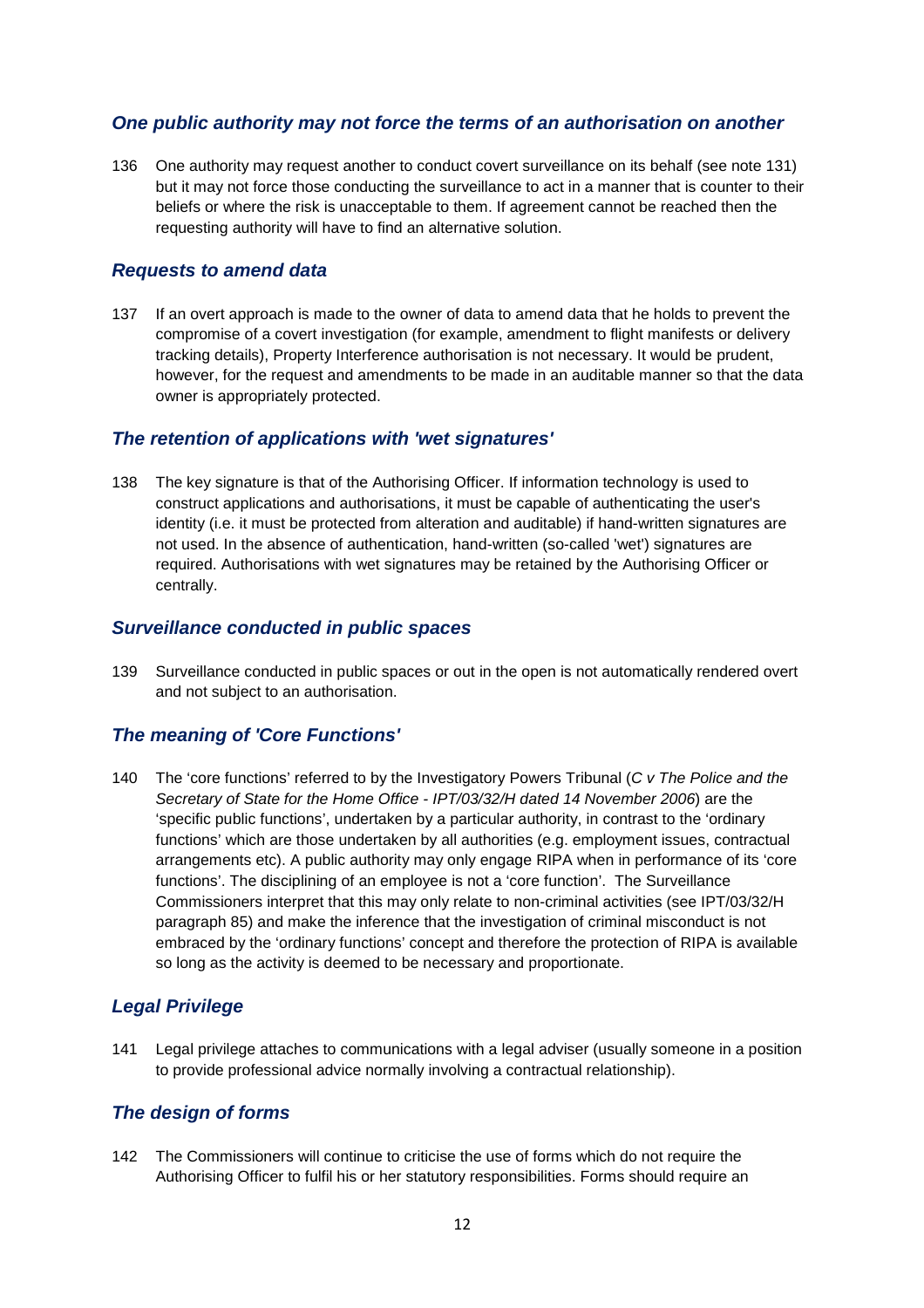### *One public authority may not force the terms of an authorisation on another*

136 One authority may request another to conduct covert surveillance on its behalf (see note 131) but it may not force those conducting the surveillance to act in a manner that is counter to their beliefs or where the risk is unacceptable to them. If agreement cannot be reached then the requesting authority will have to find an alternative solution.

### *Requests to amend data*

137 If an overt approach is made to the owner of data to amend data that he holds to prevent the compromise of a covert investigation (for example, amendment to flight manifests or delivery tracking details), Property Interference authorisation is not necessary. It would be prudent, however, for the request and amendments to be made in an auditable manner so that the data owner is appropriately protected.

### *The retention of applications with 'wet signatures'*

138 The key signature is that of the Authorising Officer. If information technology is used to construct applications and authorisations, it must be capable of authenticating the user's identity (i.e. it must be protected from alteration and auditable) if hand-written signatures are not used. In the absence of authentication, hand-written (so-called 'wet') signatures are required. Authorisations with wet signatures may be retained by the Authorising Officer or centrally.

### *Surveillance conducted in public spaces*

139 Surveillance conducted in public spaces or out in the open is not automatically rendered overt and not subject to an authorisation.

### *The meaning of 'Core Functions'*

140 The 'core functions' referred to by the Investigatory Powers Tribunal (*C v The Police and the Secretary of State for the Home Office - IPT/03/32/H dated 14 November 2006*) are the 'specific public functions', undertaken by a particular authority, in contrast to the 'ordinary functions' which are those undertaken by all authorities (e.g. employment issues, contractual arrangements etc). A public authority may only engage RIPA when in performance of its 'core functions'. The disciplining of an employee is not a 'core function'. The Surveillance Commissioners interpret that this may only relate to non-criminal activities (see IPT/03/32/H paragraph 85) and make the inference that the investigation of criminal misconduct is not embraced by the 'ordinary functions' concept and therefore the protection of RIPA is available so long as the activity is deemed to be necessary and proportionate.

### *Legal Privilege*

141 Legal privilege attaches to communications with a legal adviser (usually someone in a position to provide professional advice normally involving a contractual relationship).

### *The design of forms*

142 The Commissioners will continue to criticise the use of forms which do not require the Authorising Officer to fulfil his or her statutory responsibilities. Forms should require an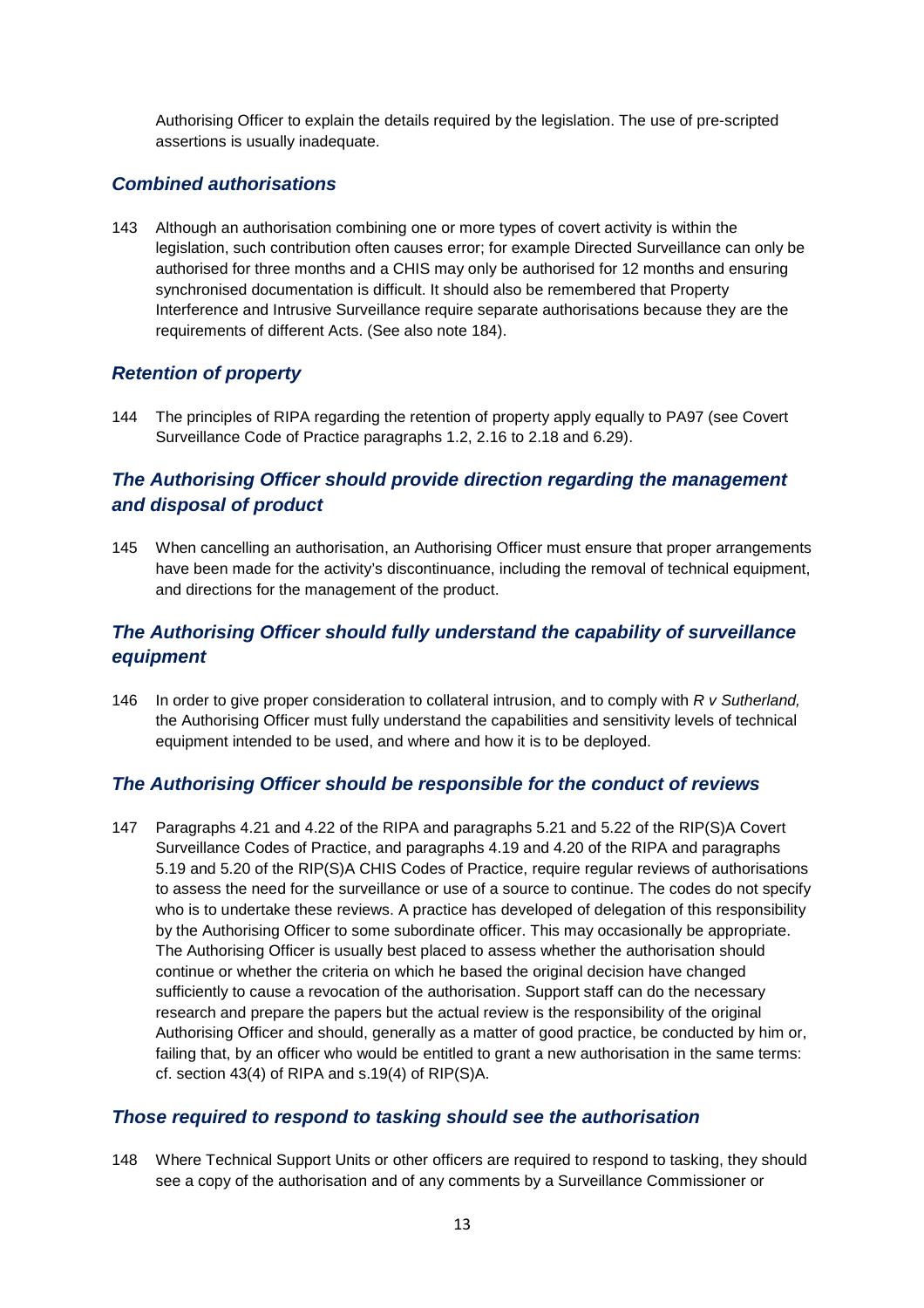Authorising Officer to explain the details required by the legislation. The use of pre-scripted assertions is usually inadequate.

### *Combined authorisations*

143 Although an authorisation combining one or more types of covert activity is within the legislation, such contribution often causes error; for example Directed Surveillance can only be authorised for three months and a CHIS may only be authorised for 12 months and ensuring synchronised documentation is difficult. It should also be remembered that Property Interference and Intrusive Surveillance require separate authorisations because they are the requirements of different Acts. (See also note 184).

### *Retention of property*

144 The principles of RIPA regarding the retention of property apply equally to PA97 (see Covert Surveillance Code of Practice paragraphs 1.2, 2.16 to 2.18 and 6.29).

### *The Authorising Officer should provide direction regarding the management and disposal of product*

145 When cancelling an authorisation, an Authorising Officer must ensure that proper arrangements have been made for the activity's discontinuance, including the removal of technical equipment, and directions for the management of the product.

### *The Authorising Officer should fully understand the capability of surveillance equipment*

146 In order to give proper consideration to collateral intrusion, and to comply with *R v Sutherland,* the Authorising Officer must fully understand the capabilities and sensitivity levels of technical equipment intended to be used, and where and how it is to be deployed.

### *The Authorising Officer should be responsible for the conduct of reviews*

147 Paragraphs 4.21 and 4.22 of the RIPA and paragraphs 5.21 and 5.22 of the RIP(S)A Covert Surveillance Codes of Practice, and paragraphs 4.19 and 4.20 of the RIPA and paragraphs 5.19 and 5.20 of the RIP(S)A CHIS Codes of Practice, require regular reviews of authorisations to assess the need for the surveillance or use of a source to continue. The codes do not specify who is to undertake these reviews. A practice has developed of delegation of this responsibility by the Authorising Officer to some subordinate officer. This may occasionally be appropriate. The Authorising Officer is usually best placed to assess whether the authorisation should continue or whether the criteria on which he based the original decision have changed sufficiently to cause a revocation of the authorisation. Support staff can do the necessary research and prepare the papers but the actual review is the responsibility of the original Authorising Officer and should, generally as a matter of good practice, be conducted by him or, failing that, by an officer who would be entitled to grant a new authorisation in the same terms: cf. section 43(4) of RIPA and s.19(4) of RIP(S)A.

### *Those required to respond to tasking should see the authorisation*

148 Where Technical Support Units or other officers are required to respond to tasking, they should see a copy of the authorisation and of any comments by a Surveillance Commissioner or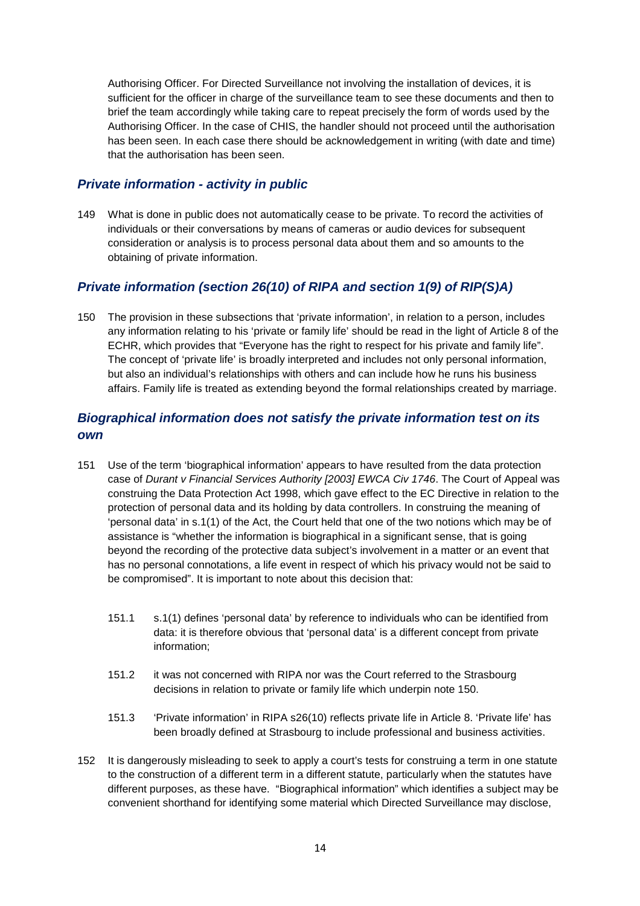Authorising Officer. For Directed Surveillance not involving the installation of devices, it is sufficient for the officer in charge of the surveillance team to see these documents and then to brief the team accordingly while taking care to repeat precisely the form of words used by the Authorising Officer. In the case of CHIS, the handler should not proceed until the authorisation has been seen. In each case there should be acknowledgement in writing (with date and time) that the authorisation has been seen.

### *Private information - activity in public*

149 What is done in public does not automatically cease to be private. To record the activities of individuals or their conversations by means of cameras or audio devices for subsequent consideration or analysis is to process personal data about them and so amounts to the obtaining of private information.

### *Private information (section 26(10) of RIPA and section 1(9) of RIP(S)A)*

150 The provision in these subsections that 'private information', in relation to a person, includes any information relating to his 'private or family life' should be read in the light of Article 8 of the ECHR, which provides that "Everyone has the right to respect for his private and family life". The concept of 'private life' is broadly interpreted and includes not only personal information, but also an individual's relationships with others and can include how he runs his business affairs. Family life is treated as extending beyond the formal relationships created by marriage.

### *Biographical information does not satisfy the private information test on its own*

151 Use of the term 'biographical information' appears to have resulted from the data protection case of *Durant v Financial Services Authority [2003] EWCA Civ 1746*. The Court of Appeal was construing the Data Protection Act 1998, which gave effect to the EC Directive in relation to the protection of personal data and its holding by data controllers. In construing the meaning of 'personal data' in s.1(1) of the Act, the Court held that one of the two notions which may be of assistance is "whether the information is biographical in a significant sense, that is going beyond the recording of the protective data subject's involvement in a matter or an event that has no personal connotations, a life event in respect of which his privacy would not be said to be compromised". It is important to note about this decision that:

151.1 s.1(1) defines 'personal data' by reference to individuals who can be identified from data: it is therefore obvious that 'personal data' is a different concept from private information;

151.2 it was not concerned with RIPA nor was the Court referred to the Strasbourg decisions in relation to private or family life which underpin note 150.

151.3 'Private information' in RIPA s26(10) reflects private life in Article 8. 'Private life' has been broadly defined at Strasbourg to include professional and business activities.

152 It is dangerously misleading to seek to apply a court's tests for construing a term in one statute to the construction of a different term in a different statute, particularly when the statutes have different purposes, as these have. "Biographical information" which identifies a subject may be convenient shorthand for identifying some material which Directed Surveillance may disclose,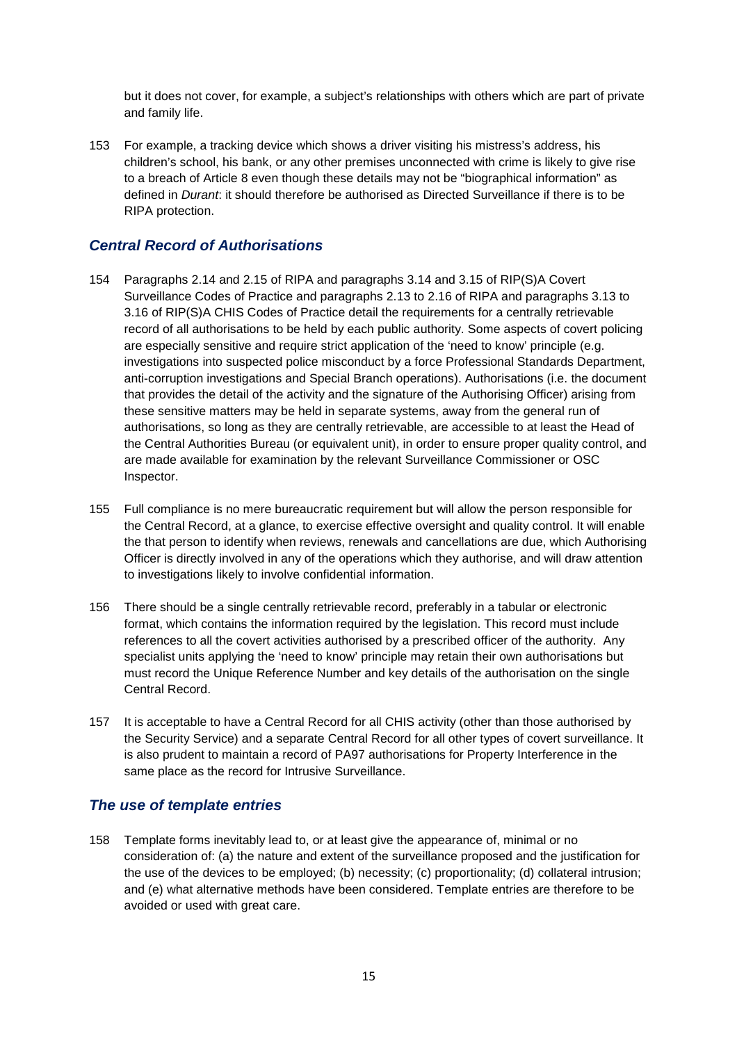but it does not cover, for example, a subject's relationships with others which are part of private and family life.

153 For example, a tracking device which shows a driver visiting his mistress's address, his children's school, his bank, or any other premises unconnected with crime is likely to give rise to a breach of Article 8 even though these details may not be "biographical information" as defined in *Durant*: it should therefore be authorised as Directed Surveillance if there is to be RIPA protection.

## *Central Record of Authorisations*

154 Paragraphs 2.14 and 2.15 of RIPA and paragraphs 3.14 and 3.15 of RIP(S)A Covert Surveillance Codes of Practice and paragraphs 2.13 to 2.16 of RIPA and paragraphs 3.13 to 3.16 of RIP(S)A CHIS Codes of Practice detail the requirements for a centrally retrievable record of all authorisations to be held by each public authority. Some aspects of covert policing are especially sensitive and require strict application of the 'need to know' principle (e.g. investigations into suspected police misconduct by a force Professional Standards Department, anti-corruption investigations and Special Branch operations). Authorisations (i.e. the document that provides the detail of the activity and the signature of the Authorising Officer) arising from these sensitive matters may be held in separate systems, away from the general run of authorisations, so long as they are centrally retrievable, are accessible to at least the Head of the Central Authorities Bureau (or equivalent unit), in order to ensure proper quality control, and are made available for examination by the relevant Surveillance Commissioner or OSC Inspector.

155 Full compliance is no mere bureaucratic requirement but will allow the person responsible for the Central Record, at a glance, to exercise effective oversight and quality control. It will enable the that person to identify when reviews, renewals and cancellations are due, which Authorising Officer is directly involved in any of the operations which they authorise, and will draw attention to investigations likely to involve confidential information.

156 There should be a single centrally retrievable record, preferably in a tabular or electronic format, which contains the information required by the legislation. This record must include references to all the covert activities authorised by a prescribed officer of the authority. Any specialist units applying the 'need to know' principle may retain their own authorisations but must record the Unique Reference Number and key details of the authorisation on the single Central Record.

157 It is acceptable to have a Central Record for all CHIS activity (other than those authorised by the Security Service) and a separate Central Record for all other types of covert surveillance. It is also prudent to maintain a record of PA97 authorisations for Property Interference in the same place as the record for Intrusive Surveillance.

## *The use of template entries*

158 Template forms inevitably lead to, or at least give the appearance of, minimal or no consideration of: (a) the nature and extent of the surveillance proposed and the justification for the use of the devices to be employed; (b) necessity; (c) proportionality; (d) collateral intrusion; and (e) what alternative methods have been considered. Template entries are therefore to be avoided or used with great care.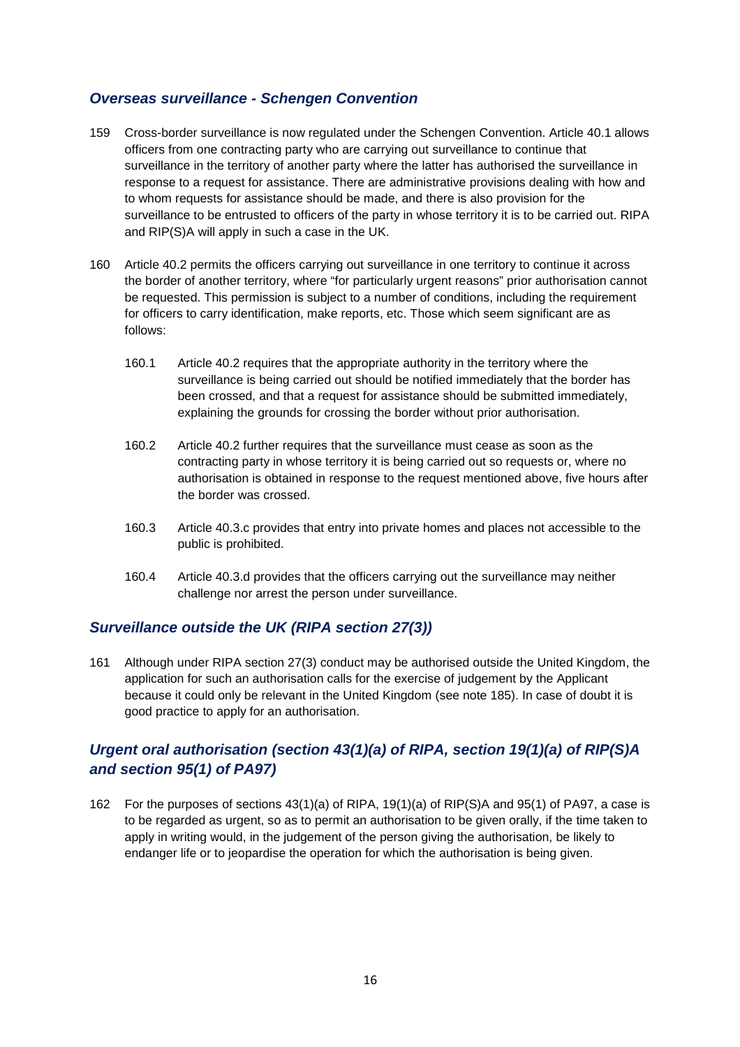### *Overseas surveillance - Schengen Convention*

159 Cross-border surveillance is now regulated under the Schengen Convention. Article 40.1 allows officers from one contracting party who are carrying out surveillance to continue that surveillance in the territory of another party where the latter has authorised the surveillance in response to a request for assistance. There are administrative provisions dealing with how and to whom requests for assistance should be made, and there is also provision for the surveillance to be entrusted to officers of the party in whose territory it is to be carried out. RIPA and RIP(S)A will apply in such a case in the UK.

160 Article 40.2 permits the officers carrying out surveillance in one territory to continue it across the border of another territory, where "for particularly urgent reasons" prior authorisation cannot be requested. This permission is subject to a number of conditions, including the requirement for officers to carry identification, make reports, etc. Those which seem significant are as follows:

160.1 Article 40.2 requires that the appropriate authority in the territory where the surveillance is being carried out should be notified immediately that the border has been crossed, and that a request for assistance should be submitted immediately, explaining the grounds for crossing the border without prior authorisation.

160.2 Article 40.2 further requires that the surveillance must cease as soon as the contracting party in whose territory it is being carried out so requests or, where no authorisation is obtained in response to the request mentioned above, five hours after the border was crossed.

160.3 Article 40.3.c provides that entry into private homes and places not accessible to the public is prohibited.

160.4 Article 40.3.d provides that the officers carrying out the surveillance may neither challenge nor arrest the person under surveillance.

### *Surveillance outside the UK (RIPA section 27(3))*

161 Although under RIPA section 27(3) conduct may be authorised outside the United Kingdom, the application for such an authorisation calls for the exercise of judgement by the Applicant because it could only be relevant in the United Kingdom (see note 185). In case of doubt it is good practice to apply for an authorisation.

### *Urgent oral authorisation (section 43(1)(a) of RIPA, section 19(1)(a) of RIP(S)A and section 95(1) of PA97)*

162 For the purposes of sections 43(1)(a) of RIPA, 19(1)(a) of RIP(S)A and 95(1) of PA97, a case is to be regarded as urgent, so as to permit an authorisation to be given orally, if the time taken to apply in writing would, in the judgement of the person giving the authorisation, be likely to endanger life or to jeopardise the operation for which the authorisation is being given.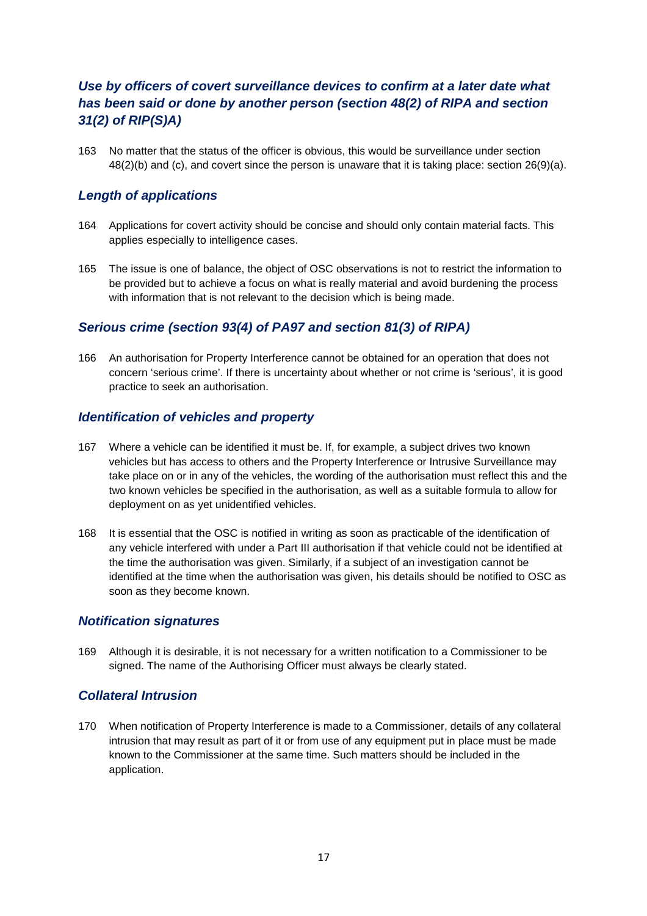### *Use by officers of covert surveillance devices to confirm at a later date what has been said or done by another person (section 48(2) of RIPA and section 31(2) of RIP(S)A)*

163 No matter that the status of the officer is obvious, this would be surveillance under section 48(2)(b) and (c), and covert since the person is unaware that it is taking place: section 26(9)(a).

### *Length of applications*

164 Applications for covert activity should be concise and should only contain material facts. This applies especially to intelligence cases.

165 The issue is one of balance, the object of OSC observations is not to restrict the information to be provided but to achieve a focus on what is really material and avoid burdening the process with information that is not relevant to the decision which is being made.

### *Serious crime (section 93(4) of PA97 and section 81(3) of RIPA)*

166 An authorisation for Property Interference cannot be obtained for an operation that does not concern 'serious crime'. If there is uncertainty about whether or not crime is 'serious', it is good practice to seek an authorisation.

### *Identification of vehicles and property*

167 Where a vehicle can be identified it must be. If, for example, a subject drives two known vehicles but has access to others and the Property Interference or Intrusive Surveillance may take place on or in any of the vehicles, the wording of the authorisation must reflect this and the two known vehicles be specified in the authorisation, as well as a suitable formula to allow for deployment on as yet unidentified vehicles.

168 It is essential that the OSC is notified in writing as soon as practicable of the identification of any vehicle interfered with under a Part III authorisation if that vehicle could not be identified at the time the authorisation was given. Similarly, if a subject of an investigation cannot be identified at the time when the authorisation was given, his details should be notified to OSC as soon as they become known.

### *Notification signatures*

169 Although it is desirable, it is not necessary for a written notification to a Commissioner to be signed. The name of the Authorising Officer must always be clearly stated.

### *Collateral Intrusion*

170 When notification of Property Interference is made to a Commissioner, details of any collateral intrusion that may result as part of it or from use of any equipment put in place must be made known to the Commissioner at the same time. Such matters should be included in the application.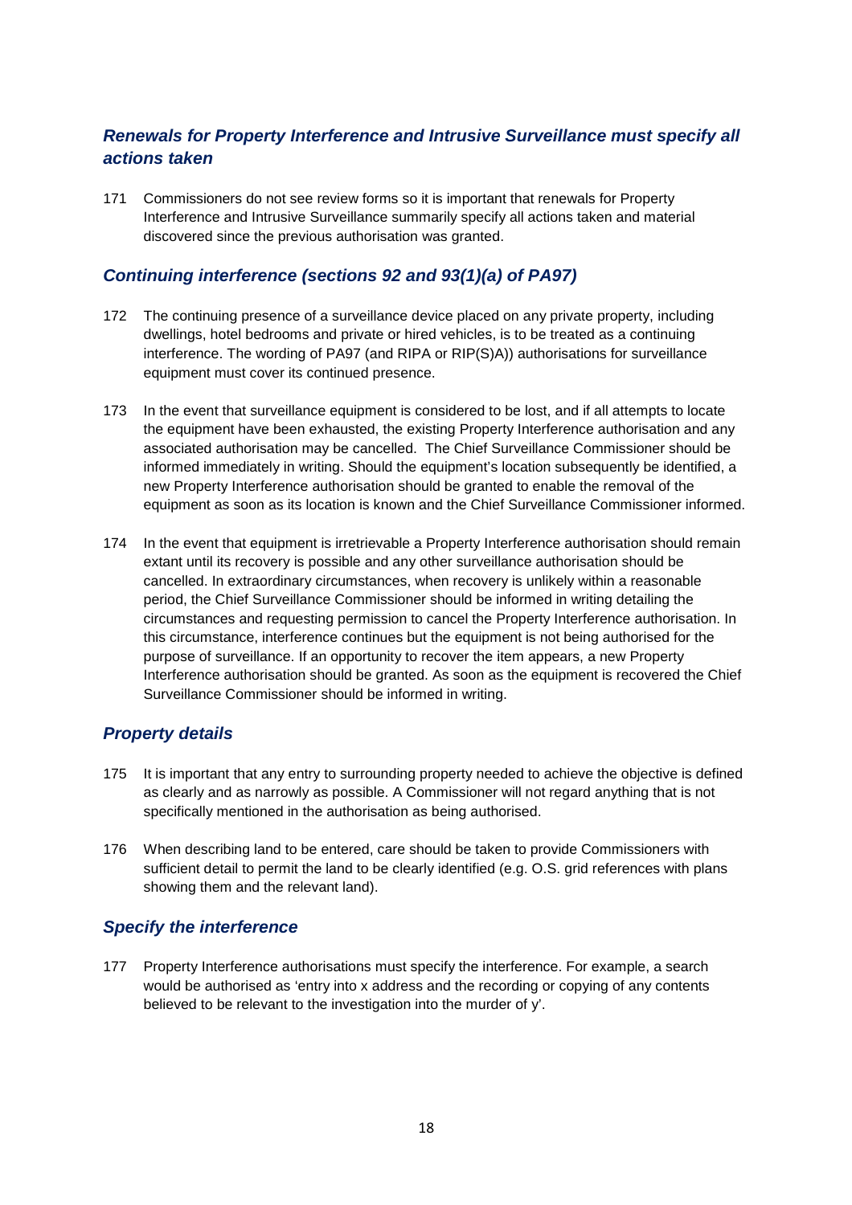### ***Renewals for Property Interference and Intrusive Surveillance must specify all actions taken***

171 Commissioners do not see review forms so it is important that renewals for Property Interference and Intrusive Surveillance summarily specify all actions taken and material discovered since the previous authorisation was granted.

### ***Continuing interference (sections 92 and 93(1)(a) of PA97)***

172 The continuing presence of a surveillance device placed on any private property, including dwellings, hotel bedrooms and private or hired vehicles, is to be treated as a continuing interference. The wording of PA97 (and RIPA or RIP(S)A)) authorisations for surveillance equipment must cover its continued presence.

173 In the event that surveillance equipment is considered to be lost, and if all attempts to locate the equipment have been exhausted, the existing Property Interference authorisation and any associated authorisation may be cancelled. The Chief Surveillance Commissioner should be informed immediately in writing. Should the equipment's location subsequently be identified, a new Property Interference authorisation should be granted to enable the removal of the equipment as soon as its location is known and the Chief Surveillance Commissioner informed.

174 In the event that equipment is irretrievable a Property Interference authorisation should remain extant until its recovery is possible and any other surveillance authorisation should be cancelled. In extraordinary circumstances, when recovery is unlikely within a reasonable period, the Chief Surveillance Commissioner should be informed in writing detailing the circumstances and requesting permission to cancel the Property Interference authorisation. In this circumstance, interference continues but the equipment is not being authorised for the purpose of surveillance. If an opportunity to recover the item appears, a new Property Interference authorisation should be granted. As soon as the equipment is recovered the Chief Surveillance Commissioner should be informed in writing.

### ***Property details***

175 It is important that any entry to surrounding property needed to achieve the objective is defined as clearly and as narrowly as possible. A Commissioner will not regard anything that is not specifically mentioned in the authorisation as being authorised.

176 When describing land to be entered, care should be taken to provide Commissioners with sufficient detail to permit the land to be clearly identified (e.g. O.S. grid references with plans showing them and the relevant land).

### ***Specify the interference***

177 Property Interference authorisations must specify the interference. For example, a search would be authorised as 'entry into x address and the recording or copying of any contents believed to be relevant to the investigation into the murder of y'.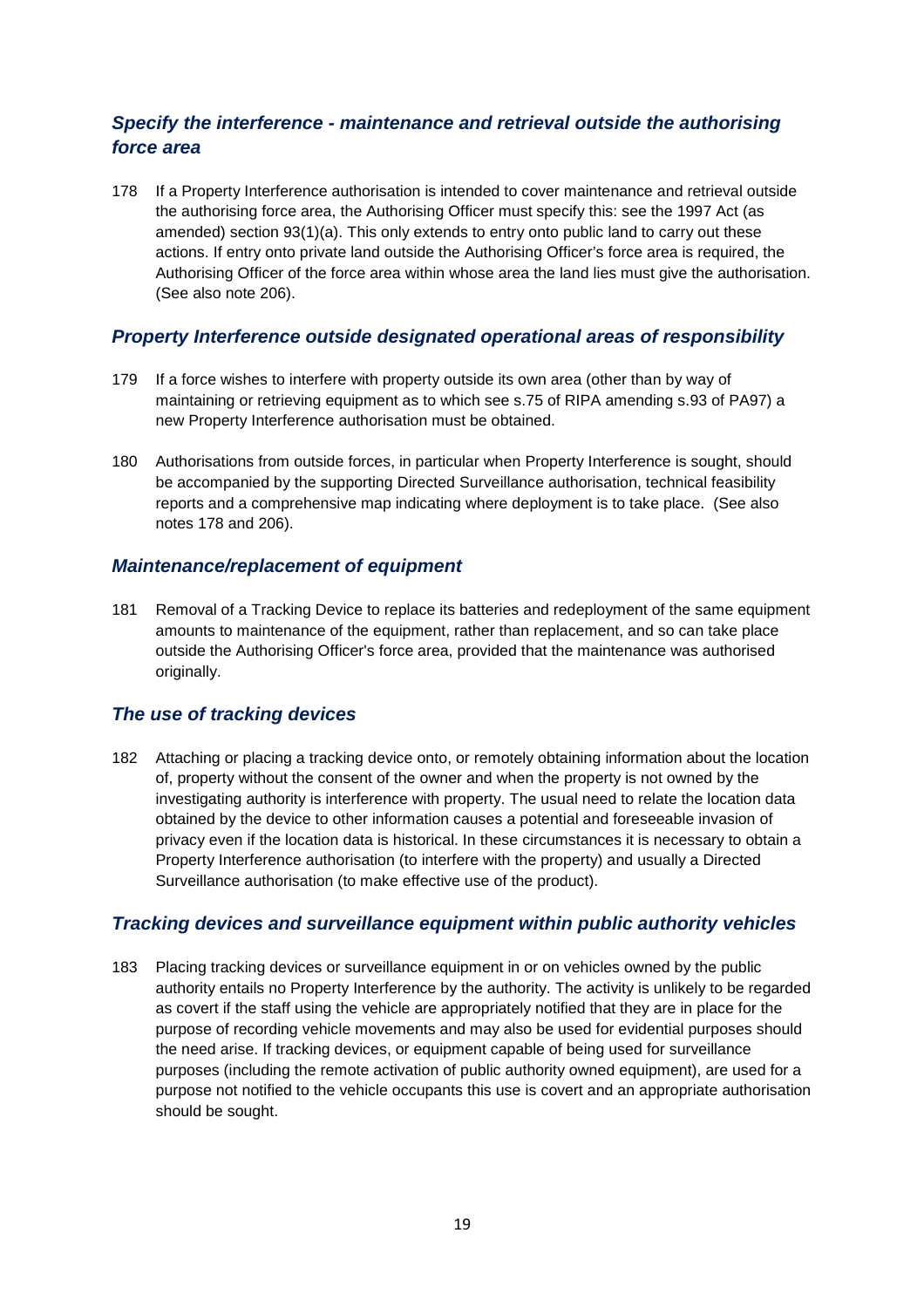### *Specify the interference - maintenance and retrieval outside the authorising force area*

178 If a Property Interference authorisation is intended to cover maintenance and retrieval outside the authorising force area, the Authorising Officer must specify this: see the 1997 Act (as amended) section 93(1)(a). This only extends to entry onto public land to carry out these actions. If entry onto private land outside the Authorising Officer's force area is required, the Authorising Officer of the force area within whose area the land lies must give the authorisation. (See also note 206).

### *Property Interference outside designated operational areas of responsibility*

179 If a force wishes to interfere with property outside its own area (other than by way of maintaining or retrieving equipment as to which see s.75 of RIPA amending s.93 of PA97) a new Property Interference authorisation must be obtained.

180 Authorisations from outside forces, in particular when Property Interference is sought, should be accompanied by the supporting Directed Surveillance authorisation, technical feasibility reports and a comprehensive map indicating where deployment is to take place. (See also notes 178 and 206).

### *Maintenance/replacement of equipment*

181 Removal of a Tracking Device to replace its batteries and redeployment of the same equipment amounts to maintenance of the equipment, rather than replacement, and so can take place outside the Authorising Officer's force area, provided that the maintenance was authorised originally.

### *The use of tracking devices*

182 Attaching or placing a tracking device onto, or remotely obtaining information about the location of, property without the consent of the owner and when the property is not owned by the investigating authority is interference with property. The usual need to relate the location data obtained by the device to other information causes a potential and foreseeable invasion of privacy even if the location data is historical. In these circumstances it is necessary to obtain a Property Interference authorisation (to interfere with the property) and usually a Directed Surveillance authorisation (to make effective use of the product).

### *Tracking devices and surveillance equipment within public authority vehicles*

183 Placing tracking devices or surveillance equipment in or on vehicles owned by the public authority entails no Property Interference by the authority. The activity is unlikely to be regarded as covert if the staff using the vehicle are appropriately notified that they are in place for the purpose of recording vehicle movements and may also be used for evidential purposes should the need arise. If tracking devices, or equipment capable of being used for surveillance purposes (including the remote activation of public authority owned equipment), are used for a purpose not notified to the vehicle occupants this use is covert and an appropriate authorisation should be sought.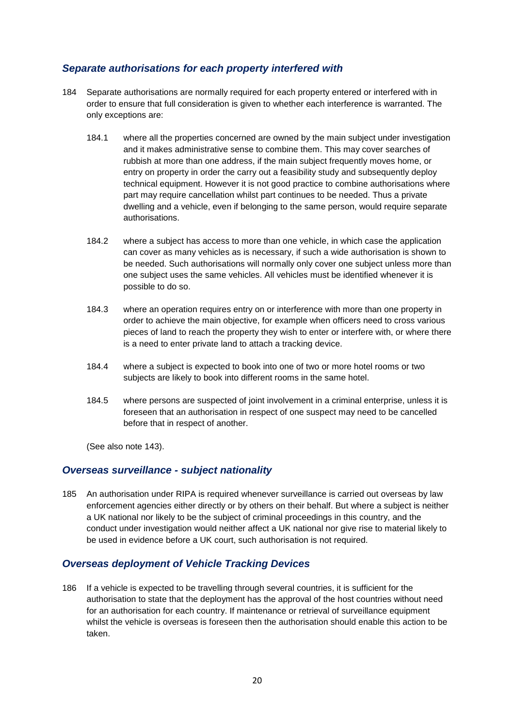### *Separate authorisations for each property interfered with*

184 Separate authorisations are normally required for each property entered or interfered with in order to ensure that full consideration is given to whether each interference is warranted. The only exceptions are:

184.1 where all the properties concerned are owned by the main subject under investigation and it makes administrative sense to combine them. This may cover searches of rubbish at more than one address, if the main subject frequently moves home, or entry on property in order the carry out a feasibility study and subsequently deploy technical equipment. However it is not good practice to combine authorisations where part may require cancellation whilst part continues to be needed. Thus a private dwelling and a vehicle, even if belonging to the same person, would require separate authorisations.

184.2 where a subject has access to more than one vehicle, in which case the application can cover as many vehicles as is necessary, if such a wide authorisation is shown to be needed. Such authorisations will normally only cover one subject unless more than one subject uses the same vehicles. All vehicles must be identified whenever it is possible to do so.

184.3 where an operation requires entry on or interference with more than one property in order to achieve the main objective, for example when officers need to cross various pieces of land to reach the property they wish to enter or interfere with, or where there is a need to enter private land to attach a tracking device.

184.4 where a subject is expected to book into one of two or more hotel rooms or two subjects are likely to book into different rooms in the same hotel.

184.5 where persons are suspected of joint involvement in a criminal enterprise, unless it is foreseen that an authorisation in respect of one suspect may need to be cancelled before that in respect of another.

(See also note 143).

### *Overseas surveillance - subject nationality*

185 An authorisation under RIPA is required whenever surveillance is carried out overseas by law enforcement agencies either directly or by others on their behalf. But where a subject is neither a UK national nor likely to be the subject of criminal proceedings in this country, and the conduct under investigation would neither affect a UK national nor give rise to material likely to be used in evidence before a UK court, such authorisation is not required.

### *Overseas deployment of Vehicle Tracking Devices*

186 If a vehicle is expected to be travelling through several countries, it is sufficient for the authorisation to state that the deployment has the approval of the host countries without need for an authorisation for each country. If maintenance or retrieval of surveillance equipment whilst the vehicle is overseas is foreseen then the authorisation should enable this action to be taken.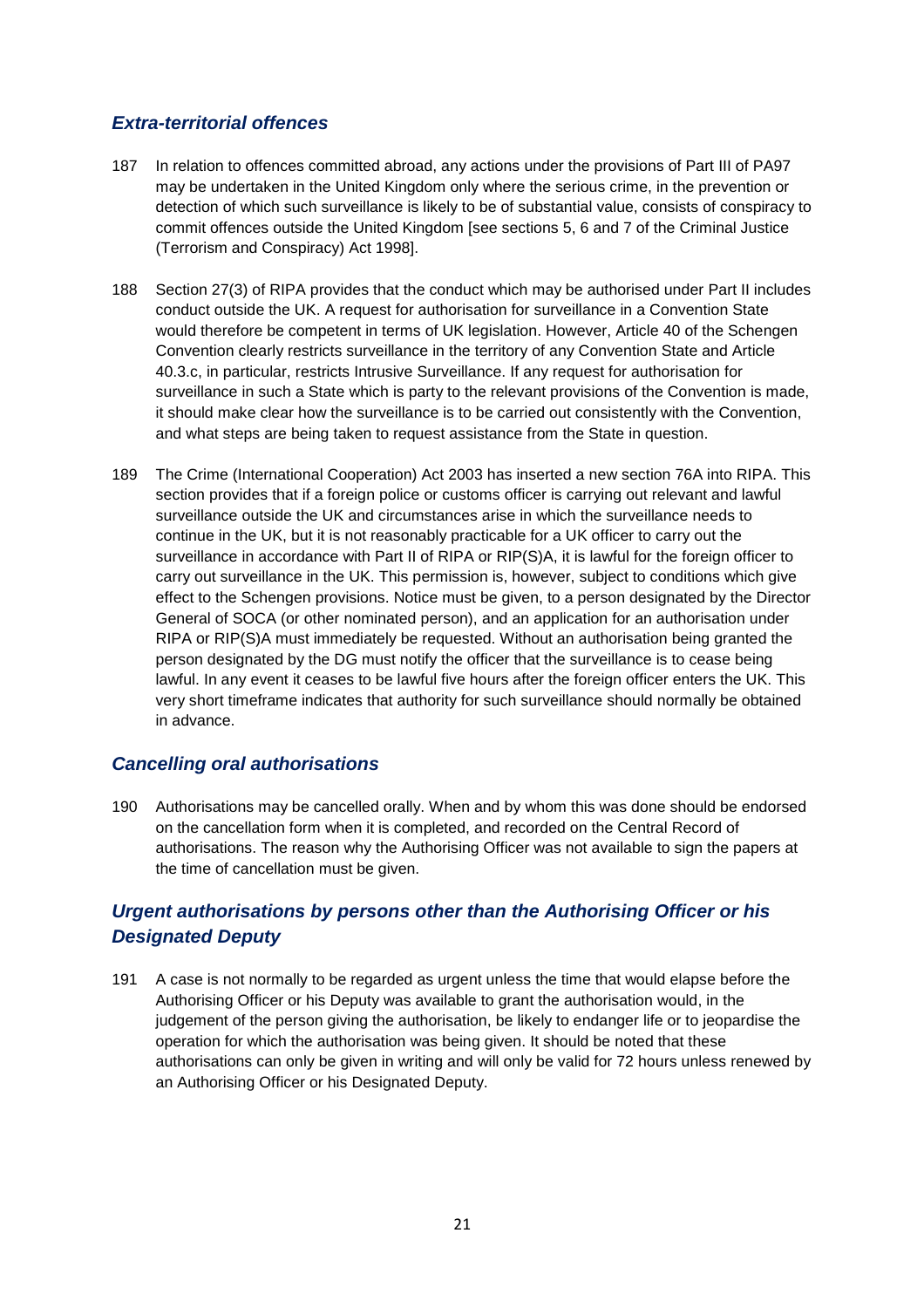### *Extra-territorial offences*

187 In relation to offences committed abroad, any actions under the provisions of Part III of PA97 may be undertaken in the United Kingdom only where the serious crime, in the prevention or detection of which such surveillance is likely to be of substantial value, consists of conspiracy to commit offences outside the United Kingdom [see sections 5, 6 and 7 of the Criminal Justice (Terrorism and Conspiracy) Act 1998].

188 Section 27(3) of RIPA provides that the conduct which may be authorised under Part II includes conduct outside the UK. A request for authorisation for surveillance in a Convention State would therefore be competent in terms of UK legislation. However, Article 40 of the Schengen Convention clearly restricts surveillance in the territory of any Convention State and Article 40.3.c, in particular, restricts Intrusive Surveillance. If any request for authorisation for surveillance in such a State which is party to the relevant provisions of the Convention is made, it should make clear how the surveillance is to be carried out consistently with the Convention, and what steps are being taken to request assistance from the State in question.

189 The Crime (International Cooperation) Act 2003 has inserted a new section 76A into RIPA. This section provides that if a foreign police or customs officer is carrying out relevant and lawful surveillance outside the UK and circumstances arise in which the surveillance needs to continue in the UK, but it is not reasonably practicable for a UK officer to carry out the surveillance in accordance with Part II of RIPA or RIP(S)A, it is lawful for the foreign officer to carry out surveillance in the UK. This permission is, however, subject to conditions which give effect to the Schengen provisions. Notice must be given, to a person designated by the Director General of SOCA (or other nominated person), and an application for an authorisation under RIPA or RIP(S)A must immediately be requested. Without an authorisation being granted the person designated by the DG must notify the officer that the surveillance is to cease being lawful. In any event it ceases to be lawful five hours after the foreign officer enters the UK. This very short timeframe indicates that authority for such surveillance should normally be obtained in advance.

### *Cancelling oral authorisations*

190 Authorisations may be cancelled orally. When and by whom this was done should be endorsed on the cancellation form when it is completed, and recorded on the Central Record of authorisations. The reason why the Authorising Officer was not available to sign the papers at the time of cancellation must be given.

### *Urgent authorisations by persons other than the Authorising Officer or his Designated Deputy*

191 A case is not normally to be regarded as urgent unless the time that would elapse before the Authorising Officer or his Deputy was available to grant the authorisation would, in the judgement of the person giving the authorisation, be likely to endanger life or to jeopardise the operation for which the authorisation was being given. It should be noted that these authorisations can only be given in writing and will only be valid for 72 hours unless renewed by an Authorising Officer or his Designated Deputy.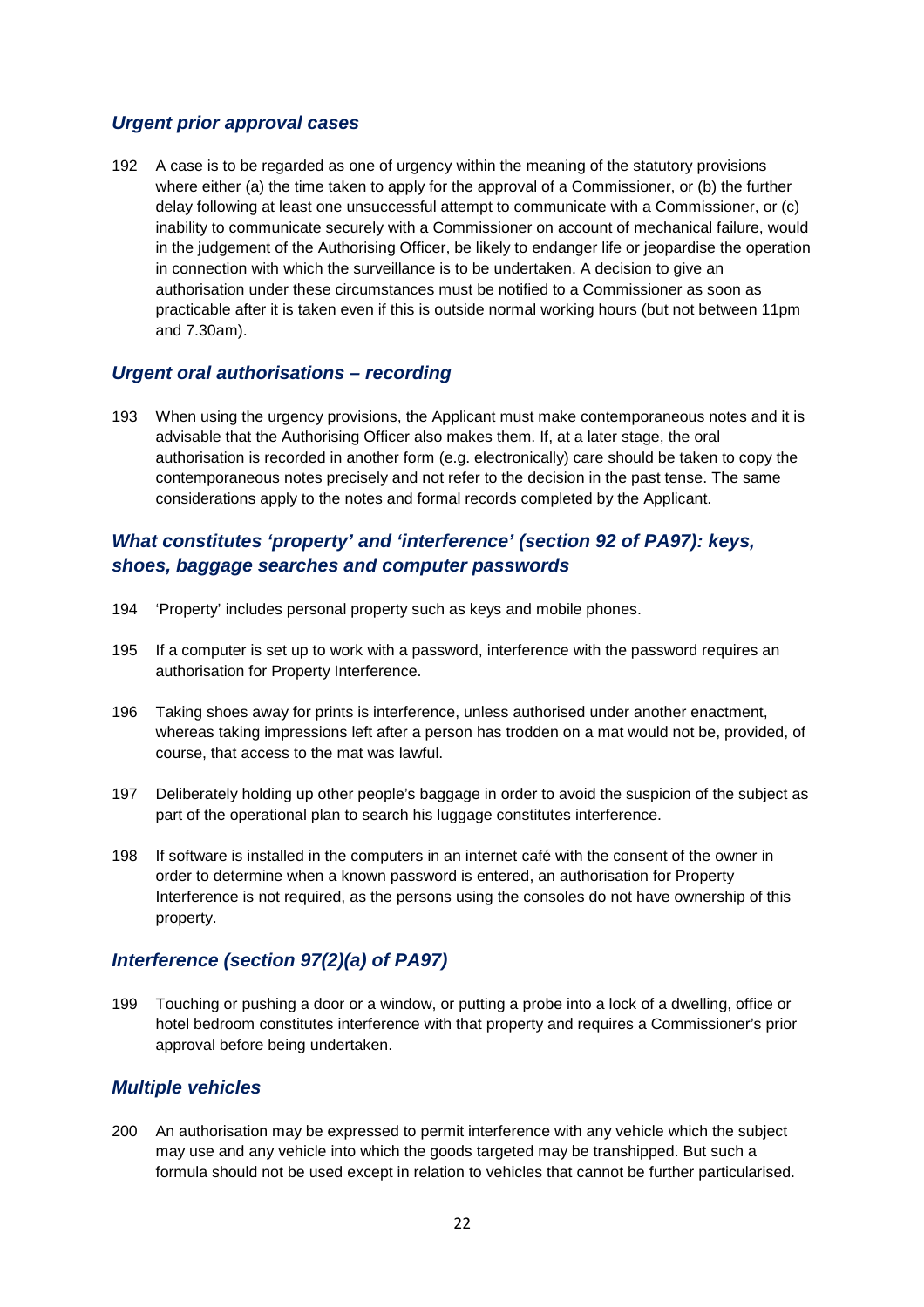### *Urgent prior approval cases*

192 A case is to be regarded as one of urgency within the meaning of the statutory provisions where either (a) the time taken to apply for the approval of a Commissioner, or (b) the further delay following at least one unsuccessful attempt to communicate with a Commissioner, or (c) inability to communicate securely with a Commissioner on account of mechanical failure, would in the judgement of the Authorising Officer, be likely to endanger life or jeopardise the operation in connection with which the surveillance is to be undertaken. A decision to give an authorisation under these circumstances must be notified to a Commissioner as soon as practicable after it is taken even if this is outside normal working hours (but not between 11pm and 7.30am).

### *Urgent oral authorisations – recording*

193 When using the urgency provisions, the Applicant must make contemporaneous notes and it is advisable that the Authorising Officer also makes them. If, at a later stage, the oral authorisation is recorded in another form (e.g. electronically) care should be taken to copy the contemporaneous notes precisely and not refer to the decision in the past tense. The same considerations apply to the notes and formal records completed by the Applicant.

### *What constitutes 'property' and 'interference' (section 92 of PA97): keys, shoes, baggage searches and computer passwords*

194 'Property' includes personal property such as keys and mobile phones.

195 If a computer is set up to work with a password, interference with the password requires an authorisation for Property Interference.

196 Taking shoes away for prints is interference, unless authorised under another enactment, whereas taking impressions left after a person has trodden on a mat would not be, provided, of course, that access to the mat was lawful.

197 Deliberately holding up other people's baggage in order to avoid the suspicion of the subject as part of the operational plan to search his luggage constitutes interference.

198 If software is installed in the computers in an internet café with the consent of the owner in order to determine when a known password is entered, an authorisation for Property Interference is not required, as the persons using the consoles do not have ownership of this property.

### *Interference (section 97(2)(a) of PA97)*

199 Touching or pushing a door or a window, or putting a probe into a lock of a dwelling, office or hotel bedroom constitutes interference with that property and requires a Commissioner's prior approval before being undertaken.

### *Multiple vehicles*

200 An authorisation may be expressed to permit interference with any vehicle which the subject may use and any vehicle into which the goods targeted may be transhipped. But such a formula should not be used except in relation to vehicles that cannot be further particularised.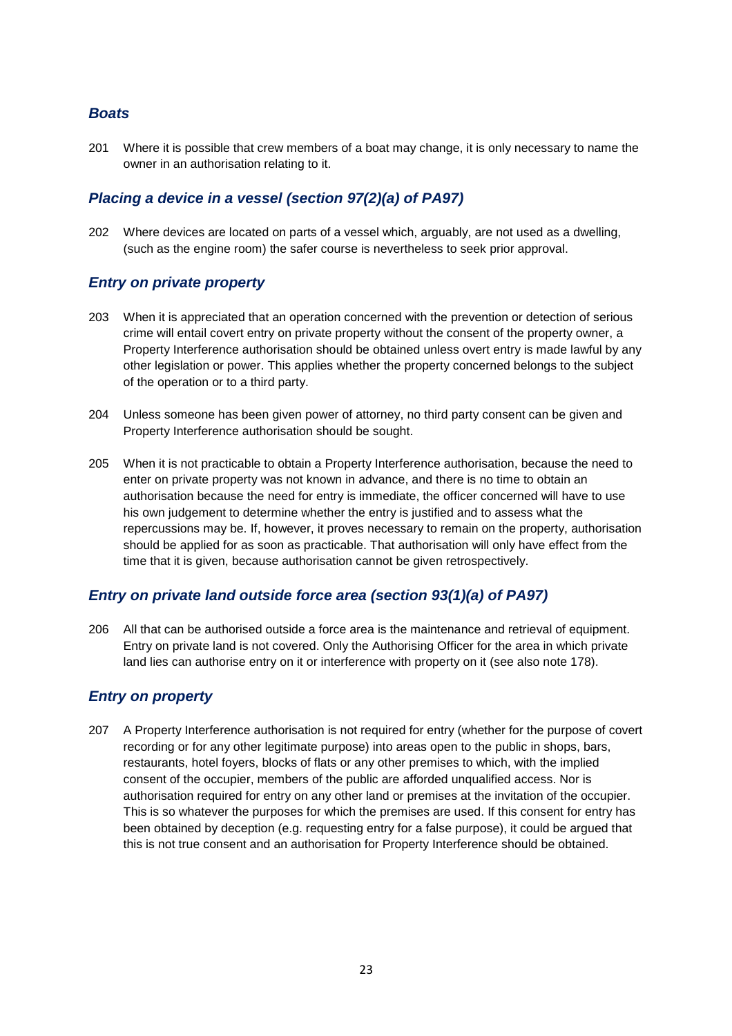### *Boats*

201 Where it is possible that crew members of a boat may change, it is only necessary to name the owner in an authorisation relating to it.

### *Placing a device in a vessel (section 97(2)(a) of PA97)*

202 Where devices are located on parts of a vessel which, arguably, are not used as a dwelling, (such as the engine room) the safer course is nevertheless to seek prior approval.

### *Entry on private property*

203 When it is appreciated that an operation concerned with the prevention or detection of serious crime will entail covert entry on private property without the consent of the property owner, a Property Interference authorisation should be obtained unless overt entry is made lawful by any other legislation or power. This applies whether the property concerned belongs to the subject of the operation or to a third party.

204 Unless someone has been given power of attorney, no third party consent can be given and Property Interference authorisation should be sought.

205 When it is not practicable to obtain a Property Interference authorisation, because the need to enter on private property was not known in advance, and there is no time to obtain an authorisation because the need for entry is immediate, the officer concerned will have to use his own judgement to determine whether the entry is justified and to assess what the repercussions may be. If, however, it proves necessary to remain on the property, authorisation should be applied for as soon as practicable. That authorisation will only have effect from the time that it is given, because authorisation cannot be given retrospectively.

### *Entry on private land outside force area (section 93(1)(a) of PA97)*

206 All that can be authorised outside a force area is the maintenance and retrieval of equipment. Entry on private land is not covered. Only the Authorising Officer for the area in which private land lies can authorise entry on it or interference with property on it (see also note 178).

### *Entry on property*

207 A Property Interference authorisation is not required for entry (whether for the purpose of covert recording or for any other legitimate purpose) into areas open to the public in shops, bars, restaurants, hotel foyers, blocks of flats or any other premises to which, with the implied consent of the occupier, members of the public are afforded unqualified access. Nor is authorisation required for entry on any other land or premises at the invitation of the occupier. This is so whatever the purposes for which the premises are used. If this consent for entry has been obtained by deception (e.g. requesting entry for a false purpose), it could be argued that this is not true consent and an authorisation for Property Interference should be obtained.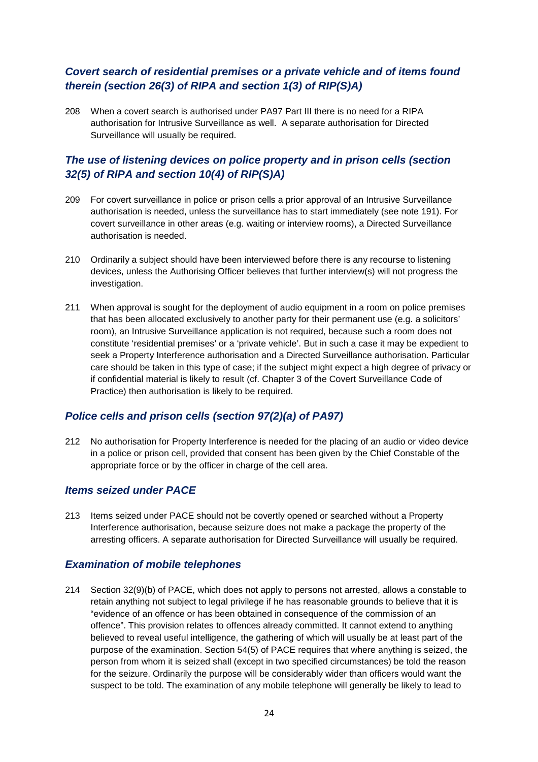### *Covert search of residential premises or a private vehicle and of items found therein (section 26(3) of RIPA and section 1(3) of RIP(S)A)*

208 When a covert search is authorised under PA97 Part III there is no need for a RIPA authorisation for Intrusive Surveillance as well. A separate authorisation for Directed Surveillance will usually be required.

### *The use of listening devices on police property and in prison cells (section 32(5) of RIPA and section 10(4) of RIP(S)A)*

209 For covert surveillance in police or prison cells a prior approval of an Intrusive Surveillance authorisation is needed, unless the surveillance has to start immediately (see note 191). For covert surveillance in other areas (e.g. waiting or interview rooms), a Directed Surveillance authorisation is needed.

210 Ordinarily a subject should have been interviewed before there is any recourse to listening devices, unless the Authorising Officer believes that further interview(s) will not progress the investigation.

211 When approval is sought for the deployment of audio equipment in a room on police premises that has been allocated exclusively to another party for their permanent use (e.g. a solicitors' room), an Intrusive Surveillance application is not required, because such a room does not constitute 'residential premises' or a 'private vehicle'. But in such a case it may be expedient to seek a Property Interference authorisation and a Directed Surveillance authorisation. Particular care should be taken in this type of case; if the subject might expect a high degree of privacy or if confidential material is likely to result (cf. Chapter 3 of the Covert Surveillance Code of Practice) then authorisation is likely to be required.

### *Police cells and prison cells (section 97(2)(a) of PA97)*

212 No authorisation for Property Interference is needed for the placing of an audio or video device in a police or prison cell, provided that consent has been given by the Chief Constable of the appropriate force or by the officer in charge of the cell area.

### *Items seized under PACE*

213 Items seized under PACE should not be covertly opened or searched without a Property Interference authorisation, because seizure does not make a package the property of the arresting officers. A separate authorisation for Directed Surveillance will usually be required.

### *Examination of mobile telephones*

214 Section 32(9)(b) of PACE, which does not apply to persons not arrested, allows a constable to retain anything not subject to legal privilege if he has reasonable grounds to believe that it is "evidence of an offence or has been obtained in consequence of the commission of an offence". This provision relates to offences already committed. It cannot extend to anything believed to reveal useful intelligence, the gathering of which will usually be at least part of the purpose of the examination. Section 54(5) of PACE requires that where anything is seized, the person from whom it is seized shall (except in two specified circumstances) be told the reason for the seizure. Ordinarily the purpose will be considerably wider than officers would want the suspect to be told. The examination of any mobile telephone will generally be likely to lead to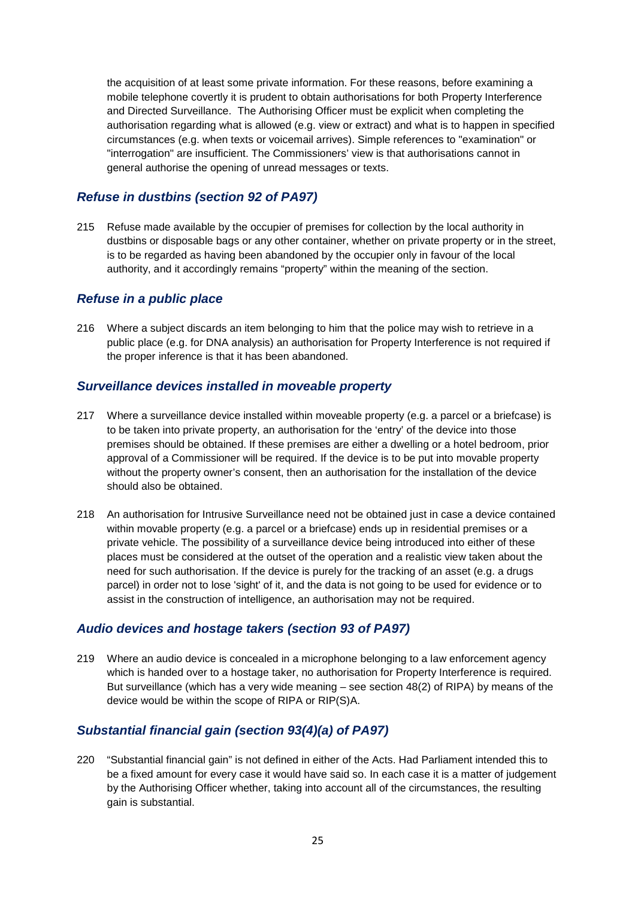the acquisition of at least some private information. For these reasons, before examining a mobile telephone covertly it is prudent to obtain authorisations for both Property Interference and Directed Surveillance. The Authorising Officer must be explicit when completing the authorisation regarding what is allowed (e.g. view or extract) and what is to happen in specified circumstances (e.g. when texts or voicemail arrives). Simple references to "examination" or "interrogation" are insufficient. The Commissioners' view is that authorisations cannot in general authorise the opening of unread messages or texts.

### *Refuse in dustbins (section 92 of PA97)*

215 Refuse made available by the occupier of premises for collection by the local authority in dustbins or disposable bags or any other container, whether on private property or in the street, is to be regarded as having been abandoned by the occupier only in favour of the local authority, and it accordingly remains "property" within the meaning of the section.

### *Refuse in a public place*

216 Where a subject discards an item belonging to him that the police may wish to retrieve in a public place (e.g. for DNA analysis) an authorisation for Property Interference is not required if the proper inference is that it has been abandoned.

### *Surveillance devices installed in moveable property*

217 Where a surveillance device installed within moveable property (e.g. a parcel or a briefcase) is to be taken into private property, an authorisation for the 'entry' of the device into those premises should be obtained. If these premises are either a dwelling or a hotel bedroom, prior approval of a Commissioner will be required. If the device is to be put into movable property without the property owner's consent, then an authorisation for the installation of the device should also be obtained.

218 An authorisation for Intrusive Surveillance need not be obtained just in case a device contained within movable property (e.g. a parcel or a briefcase) ends up in residential premises or a private vehicle. The possibility of a surveillance device being introduced into either of these places must be considered at the outset of the operation and a realistic view taken about the need for such authorisation. If the device is purely for the tracking of an asset (e.g. a drugs parcel) in order not to lose 'sight' of it, and the data is not going to be used for evidence or to assist in the construction of intelligence, an authorisation may not be required.

### *Audio devices and hostage takers (section 93 of PA97)*

219 Where an audio device is concealed in a microphone belonging to a law enforcement agency which is handed over to a hostage taker, no authorisation for Property Interference is required. But surveillance (which has a very wide meaning – see section 48(2) of RIPA) by means of the device would be within the scope of RIPA or RIP(S)A.

### *Substantial financial gain (section 93(4)(a) of PA97)*

220 "Substantial financial gain" is not defined in either of the Acts. Had Parliament intended this to be a fixed amount for every case it would have said so. In each case it is a matter of judgement by the Authorising Officer whether, taking into account all of the circumstances, the resulting gain is substantial.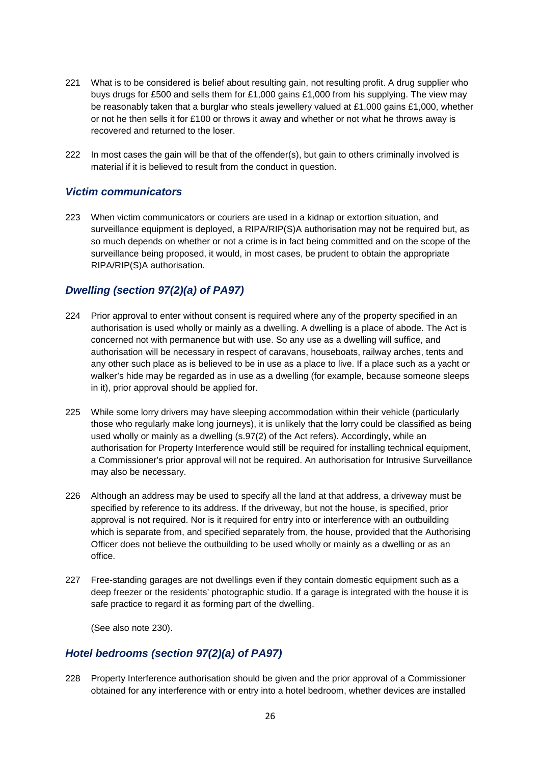221 What is to be considered is belief about resulting gain, not resulting profit. A drug supplier who buys drugs for £500 and sells them for £1,000 gains £1,000 from his supplying. The view may be reasonably taken that a burglar who steals jewellery valued at £1,000 gains £1,000, whether or not he then sells it for £100 or throws it away and whether or not what he throws away is recovered and returned to the loser.

222 In most cases the gain will be that of the offender(s), but gain to others criminally involved is material if it is believed to result from the conduct in question.

### *Victim communicators*

223 When victim communicators or couriers are used in a kidnap or extortion situation, and surveillance equipment is deployed, a RIPA/RIP(S)A authorisation may not be required but, as so much depends on whether or not a crime is in fact being committed and on the scope of the surveillance being proposed, it would, in most cases, be prudent to obtain the appropriate RIPA/RIP(S)A authorisation.

### *Dwelling (section 97(2)(a) of PA97)*

224 Prior approval to enter without consent is required where any of the property specified in an authorisation is used wholly or mainly as a dwelling. A dwelling is a place of abode. The Act is concerned not with permanence but with use. So any use as a dwelling will suffice, and authorisation will be necessary in respect of caravans, houseboats, railway arches, tents and any other such place as is believed to be in use as a place to live. If a place such as a yacht or walker's hide may be regarded as in use as a dwelling (for example, because someone sleeps in it), prior approval should be applied for.

225 While some lorry drivers may have sleeping accommodation within their vehicle (particularly those who regularly make long journeys), it is unlikely that the lorry could be classified as being used wholly or mainly as a dwelling (s.97(2) of the Act refers). Accordingly, while an authorisation for Property Interference would still be required for installing technical equipment, a Commissioner's prior approval will not be required. An authorisation for Intrusive Surveillance may also be necessary.

226 Although an address may be used to specify all the land at that address, a driveway must be specified by reference to its address. If the driveway, but not the house, is specified, prior approval is not required. Nor is it required for entry into or interference with an outbuilding which is separate from, and specified separately from, the house, provided that the Authorising Officer does not believe the outbuilding to be used wholly or mainly as a dwelling or as an office.

227 Free-standing garages are not dwellings even if they contain domestic equipment such as a deep freezer or the residents' photographic studio. If a garage is integrated with the house it is safe practice to regard it as forming part of the dwelling.

(See also note 230).

### *Hotel bedrooms (section 97(2)(a) of PA97)*

228 Property Interference authorisation should be given and the prior approval of a Commissioner obtained for any interference with or entry into a hotel bedroom, whether devices are installed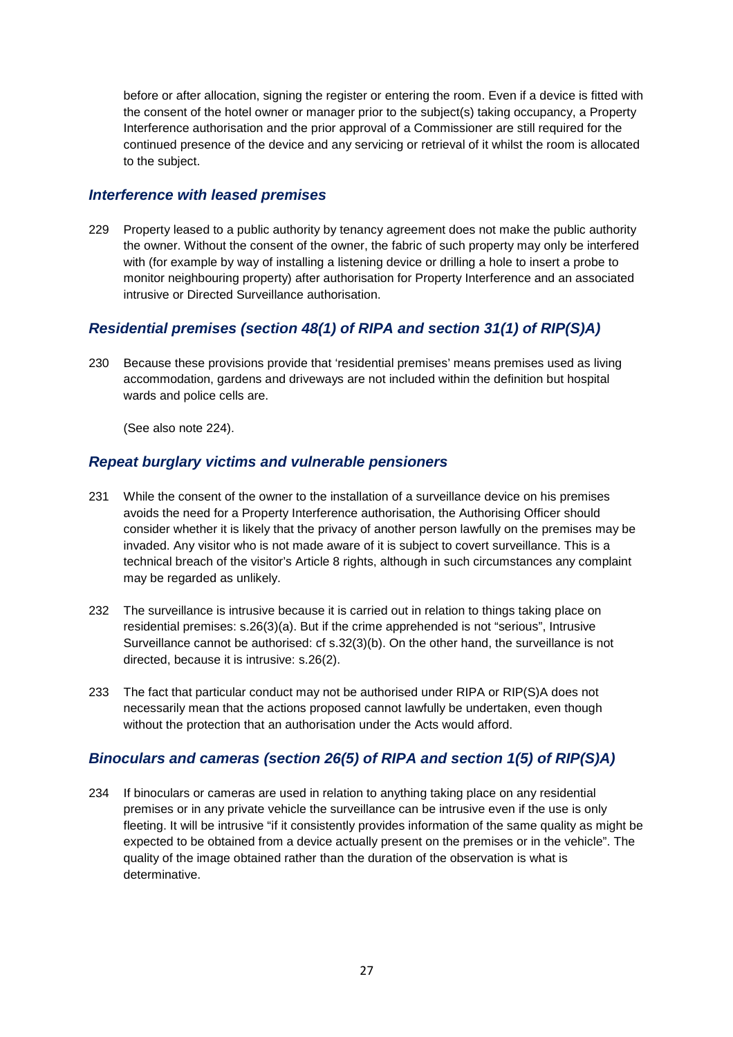before or after allocation, signing the register or entering the room. Even if a device is fitted with the consent of the hotel owner or manager prior to the subject(s) taking occupancy, a Property Interference authorisation and the prior approval of a Commissioner are still required for the continued presence of the device and any servicing or retrieval of it whilst the room is allocated to the subject.

### *Interference with leased premises*

229 Property leased to a public authority by tenancy agreement does not make the public authority the owner. Without the consent of the owner, the fabric of such property may only be interfered with (for example by way of installing a listening device or drilling a hole to insert a probe to monitor neighbouring property) after authorisation for Property Interference and an associated intrusive or Directed Surveillance authorisation.

### *Residential premises (section 48(1) of RIPA and section 31(1) of RIP(S)A)*

230 Because these provisions provide that 'residential premises' means premises used as living accommodation, gardens and driveways are not included within the definition but hospital wards and police cells are.

(See also note 224).

### *Repeat burglary victims and vulnerable pensioners*

231 While the consent of the owner to the installation of a surveillance device on his premises avoids the need for a Property Interference authorisation, the Authorising Officer should consider whether it is likely that the privacy of another person lawfully on the premises may be invaded. Any visitor who is not made aware of it is subject to covert surveillance. This is a technical breach of the visitor's Article 8 rights, although in such circumstances any complaint may be regarded as unlikely.

232 The surveillance is intrusive because it is carried out in relation to things taking place on residential premises: s.26(3)(a). But if the crime apprehended is not "serious", Intrusive Surveillance cannot be authorised: cf s.32(3)(b). On the other hand, the surveillance is not directed, because it is intrusive: s.26(2).

233 The fact that particular conduct may not be authorised under RIPA or RIP(S)A does not necessarily mean that the actions proposed cannot lawfully be undertaken, even though without the protection that an authorisation under the Acts would afford.

### *Binoculars and cameras (section 26(5) of RIPA and section 1(5) of RIP(S)A)*

234 If binoculars or cameras are used in relation to anything taking place on any residential premises or in any private vehicle the surveillance can be intrusive even if the use is only fleeting. It will be intrusive "if it consistently provides information of the same quality as might be expected to be obtained from a device actually present on the premises or in the vehicle". The quality of the image obtained rather than the duration of the observation is what is determinative.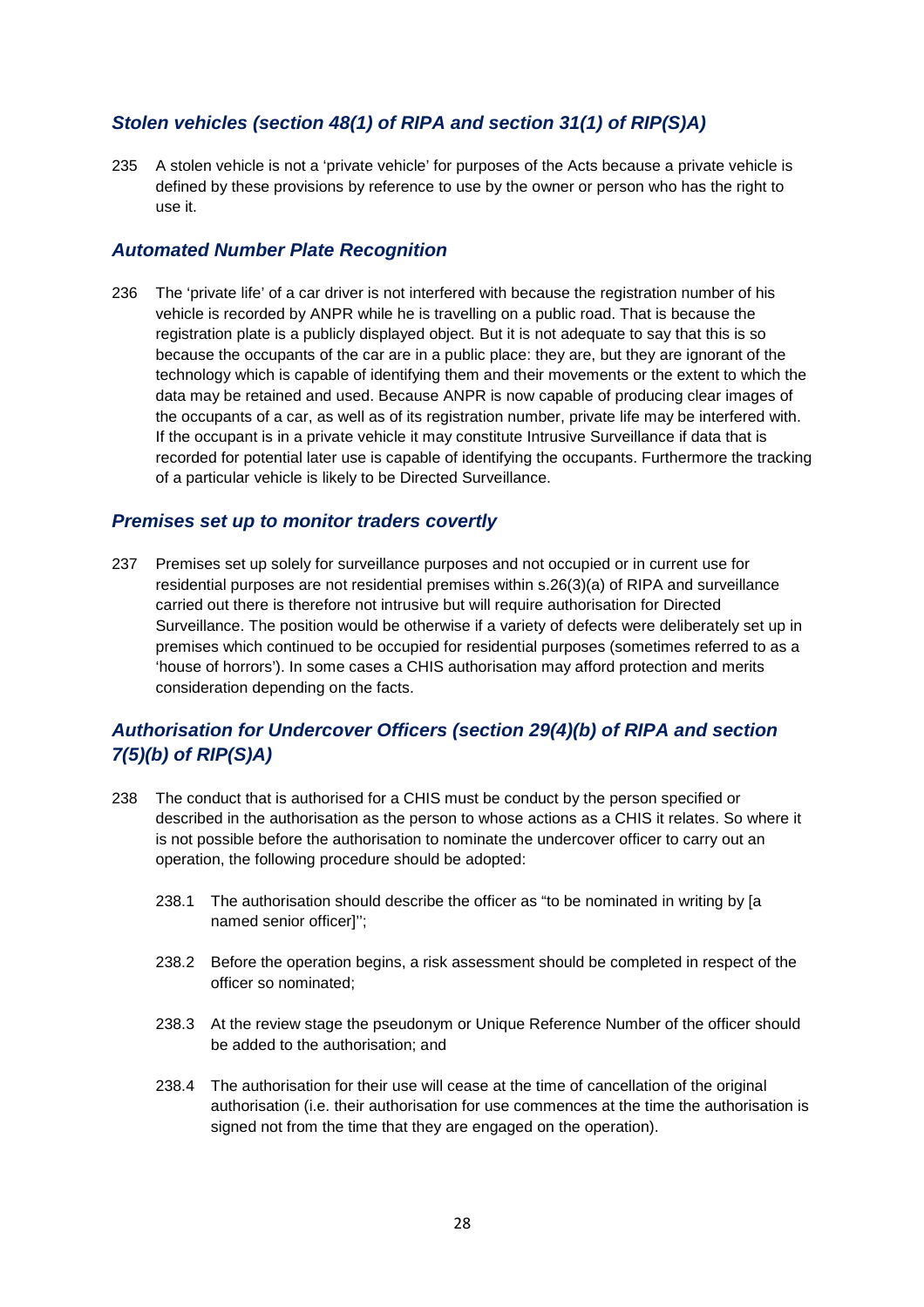### *Stolen vehicles (section 48(1) of RIPA and section 31(1) of RIP(S)A)*

235 A stolen vehicle is not a 'private vehicle' for purposes of the Acts because a private vehicle is defined by these provisions by reference to use by the owner or person who has the right to use it.

### *Automated Number Plate Recognition*

236 The 'private life' of a car driver is not interfered with because the registration number of his vehicle is recorded by ANPR while he is travelling on a public road. That is because the registration plate is a publicly displayed object. But it is not adequate to say that this is so because the occupants of the car are in a public place: they are, but they are ignorant of the technology which is capable of identifying them and their movements or the extent to which the data may be retained and used. Because ANPR is now capable of producing clear images of the occupants of a car, as well as of its registration number, private life may be interfered with. If the occupant is in a private vehicle it may constitute Intrusive Surveillance if data that is recorded for potential later use is capable of identifying the occupants. Furthermore the tracking of a particular vehicle is likely to be Directed Surveillance.

### *Premises set up to monitor traders covertly*

237 Premises set up solely for surveillance purposes and not occupied or in current use for residential purposes are not residential premises within s.26(3)(a) of RIPA and surveillance carried out there is therefore not intrusive but will require authorisation for Directed Surveillance. The position would be otherwise if a variety of defects were deliberately set up in premises which continued to be occupied for residential purposes (sometimes referred to as a 'house of horrors'). In some cases a CHIS authorisation may afford protection and merits consideration depending on the facts.

### *Authorisation for Undercover Officers (section 29(4)(b) of RIPA and section 7(5)(b) of RIP(S)A)*

238 The conduct that is authorised for a CHIS must be conduct by the person specified or described in the authorisation as the person to whose actions as a CHIS it relates. So where it is not possible before the authorisation to nominate the undercover officer to carry out an operation, the following procedure should be adopted:

238.1 The authorisation should describe the officer as "to be nominated in writing by [a named senior officer]'';

238.2 Before the operation begins, a risk assessment should be completed in respect of the officer so nominated;

238.3 At the review stage the pseudonym or Unique Reference Number of the officer should be added to the authorisation; and

238.4 The authorisation for their use will cease at the time of cancellation of the original authorisation (i.e. their authorisation for use commences at the time the authorisation is signed not from the time that they are engaged on the operation).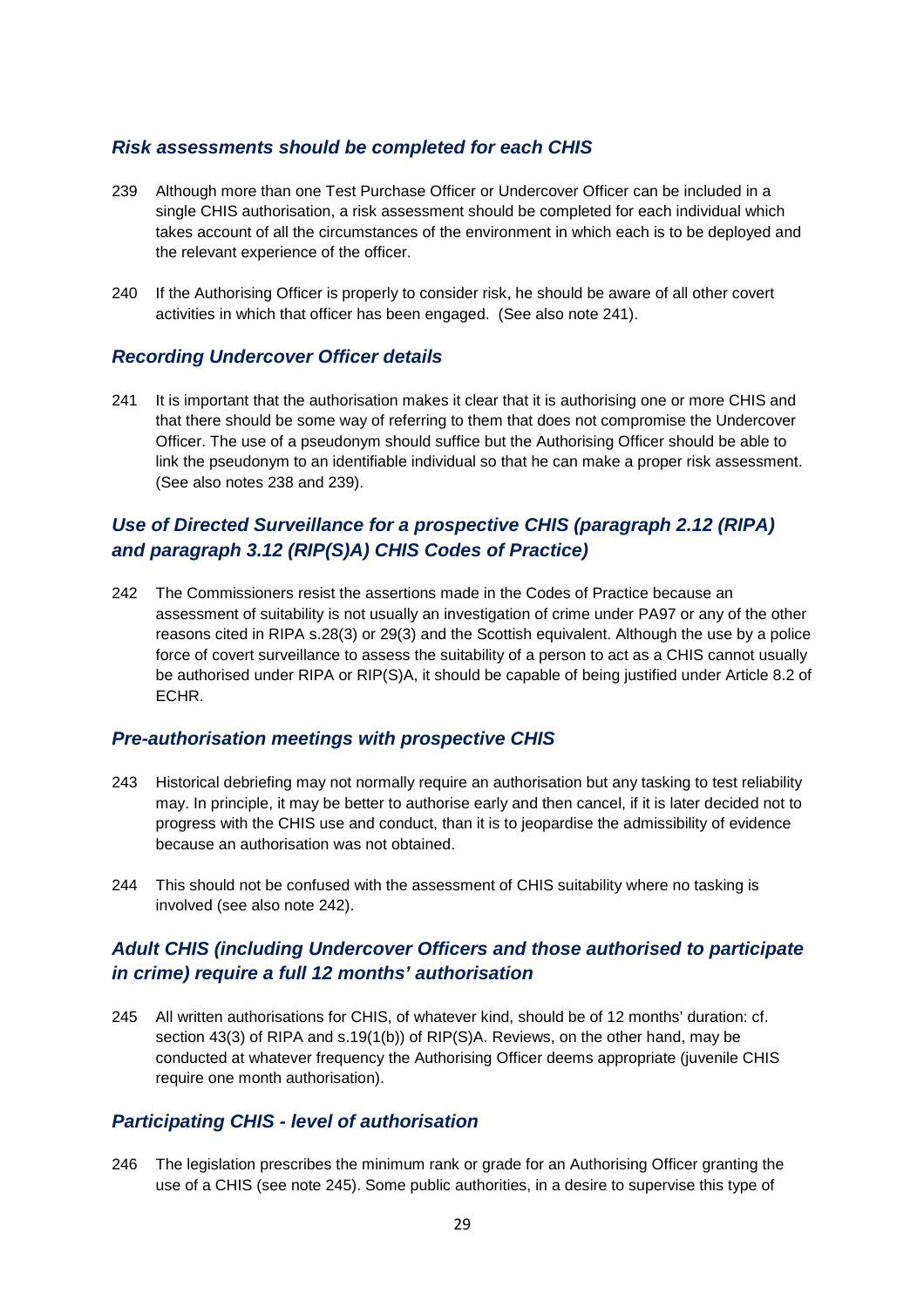### *Risk assessments should be completed for each CHIS*

239 Although more than one Test Purchase Officer or Undercover Officer can be included in a single CHIS authorisation, a risk assessment should be completed for each individual which takes account of all the circumstances of the environment in which each is to be deployed and the relevant experience of the officer.

240 If the Authorising Officer is properly to consider risk, he should be aware of all other covert activities in which that officer has been engaged. (See also note 241).

### *Recording Undercover Officer details*

241 It is important that the authorisation makes it clear that it is authorising one or more CHIS and that there should be some way of referring to them that does not compromise the Undercover Officer. The use of a pseudonym should suffice but the Authorising Officer should be able to link the pseudonym to an identifiable individual so that he can make a proper risk assessment. (See also notes 238 and 239).

### *Use of Directed Surveillance for a prospective CHIS (paragraph 2.12 (RIPA) and paragraph 3.12 (RIP(S)A) CHIS Codes of Practice)*

242 The Commissioners resist the assertions made in the Codes of Practice because an assessment of suitability is not usually an investigation of crime under PA97 or any of the other reasons cited in RIPA s.28(3) or 29(3) and the Scottish equivalent. Although the use by a police force of covert surveillance to assess the suitability of a person to act as a CHIS cannot usually be authorised under RIPA or RIP(S)A, it should be capable of being justified under Article 8.2 of ECHR.

### *Pre-authorisation meetings with prospective CHIS*

243 Historical debriefing may not normally require an authorisation but any tasking to test reliability may. In principle, it may be better to authorise early and then cancel, if it is later decided not to progress with the CHIS use and conduct, than it is to jeopardise the admissibility of evidence because an authorisation was not obtained.

244 This should not be confused with the assessment of CHIS suitability where no tasking is involved (see also note 242).

### *Adult CHIS (including Undercover Officers and those authorised to participate in crime) require a full 12 months' authorisation*

245 All written authorisations for CHIS, of whatever kind, should be of 12 months' duration: cf. section 43(3) of RIPA and s.19(1(b)) of RIP(S)A. Reviews, on the other hand, may be conducted at whatever frequency the Authorising Officer deems appropriate (juvenile CHIS require one month authorisation).

### *Participating CHIS - level of authorisation*

246 The legislation prescribes the minimum rank or grade for an Authorising Officer granting the use of a CHIS (see note 245). Some public authorities, in a desire to supervise this type of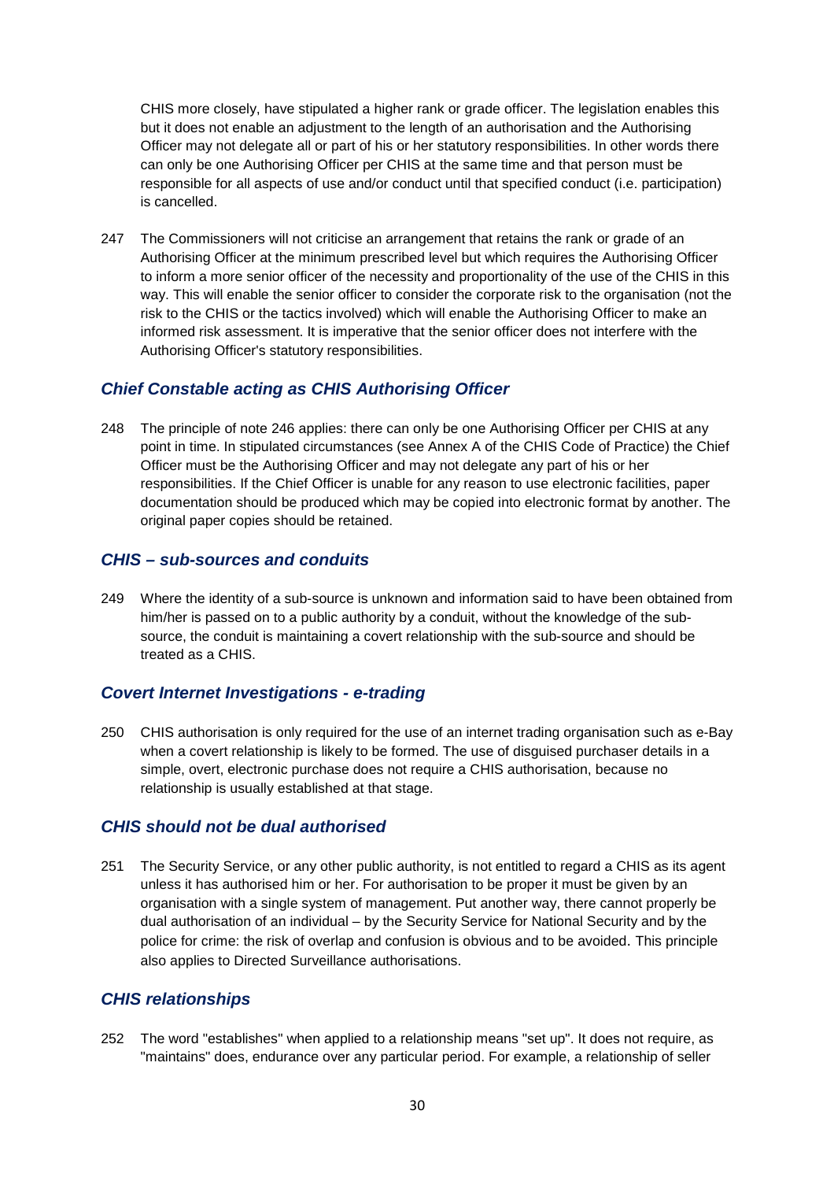CHIS more closely, have stipulated a higher rank or grade officer. The legislation enables this but it does not enable an adjustment to the length of an authorisation and the Authorising Officer may not delegate all or part of his or her statutory responsibilities. In other words there can only be one Authorising Officer per CHIS at the same time and that person must be responsible for all aspects of use and/or conduct until that specified conduct (i.e. participation) is cancelled.

247 The Commissioners will not criticise an arrangement that retains the rank or grade of an Authorising Officer at the minimum prescribed level but which requires the Authorising Officer to inform a more senior officer of the necessity and proportionality of the use of the CHIS in this way. This will enable the senior officer to consider the corporate risk to the organisation (not the risk to the CHIS or the tactics involved) which will enable the Authorising Officer to make an informed risk assessment. It is imperative that the senior officer does not interfere with the Authorising Officer's statutory responsibilities.

### *Chief Constable acting as CHIS Authorising Officer*

248 The principle of note 246 applies: there can only be one Authorising Officer per CHIS at any point in time. In stipulated circumstances (see Annex A of the CHIS Code of Practice) the Chief Officer must be the Authorising Officer and may not delegate any part of his or her responsibilities. If the Chief Officer is unable for any reason to use electronic facilities, paper documentation should be produced which may be copied into electronic format by another. The original paper copies should be retained.

### *CHIS – sub-sources and conduits*

249 Where the identity of a sub-source is unknown and information said to have been obtained from him/her is passed on to a public authority by a conduit, without the knowledge of the sub-source, the conduit is maintaining a covert relationship with the sub-source and should be treated as a CHIS.

### *Covert Internet Investigations - e-trading*

250 CHIS authorisation is only required for the use of an internet trading organisation such as e-Bay when a covert relationship is likely to be formed. The use of disguised purchaser details in a simple, overt, electronic purchase does not require a CHIS authorisation, because no relationship is usually established at that stage.

### *CHIS should not be dual authorised*

251 The Security Service, or any other public authority, is not entitled to regard a CHIS as its agent unless it has authorised him or her. For authorisation to be proper it must be given by an organisation with a single system of management. Put another way, there cannot properly be dual authorisation of an individual – by the Security Service for National Security and by the police for crime: the risk of overlap and confusion is obvious and to be avoided. This principle also applies to Directed Surveillance authorisations.

### *CHIS relationships*

252 The word "establishes" when applied to a relationship means "set up". It does not require, as "maintains" does, endurance over any particular period. For example, a relationship of seller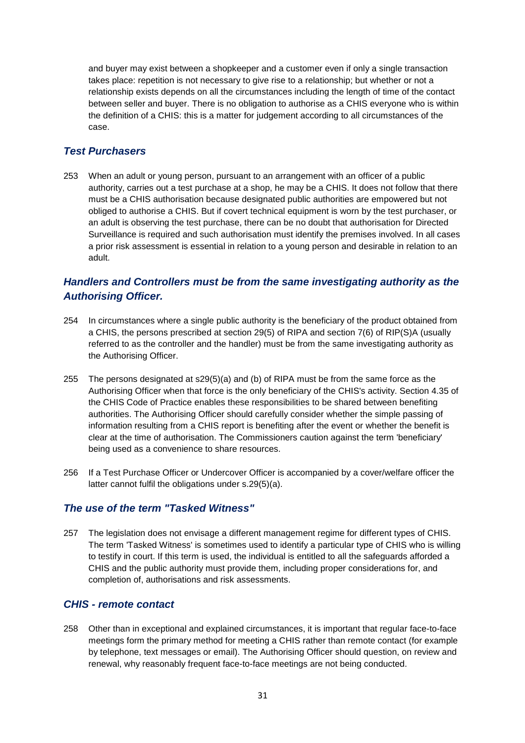and buyer may exist between a shopkeeper and a customer even if only a single transaction takes place: repetition is not necessary to give rise to a relationship; but whether or not a relationship exists depends on all the circumstances including the length of time of the contact between seller and buyer. There is no obligation to authorise as a CHIS everyone who is within the definition of a CHIS: this is a matter for judgement according to all circumstances of the case.

### *Test Purchasers*

253 When an adult or young person, pursuant to an arrangement with an officer of a public authority, carries out a test purchase at a shop, he may be a CHIS. It does not follow that there must be a CHIS authorisation because designated public authorities are empowered but not obliged to authorise a CHIS. But if covert technical equipment is worn by the test purchaser, or an adult is observing the test purchase, there can be no doubt that authorisation for Directed Surveillance is required and such authorisation must identify the premises involved. In all cases a prior risk assessment is essential in relation to a young person and desirable in relation to an adult.

### *Handlers and Controllers must be from the same investigating authority as the Authorising Officer.*

254 In circumstances where a single public authority is the beneficiary of the product obtained from a CHIS, the persons prescribed at section 29(5) of RIPA and section 7(6) of RIP(S)A (usually referred to as the controller and the handler) must be from the same investigating authority as the Authorising Officer.

255 The persons designated at s29(5)(a) and (b) of RIPA must be from the same force as the Authorising Officer when that force is the only beneficiary of the CHIS's activity. Section 4.35 of the CHIS Code of Practice enables these responsibilities to be shared between benefiting authorities. The Authorising Officer should carefully consider whether the simple passing of information resulting from a CHIS report is benefiting after the event or whether the benefit is clear at the time of authorisation. The Commissioners caution against the term 'beneficiary' being used as a convenience to share resources.

256 If a Test Purchase Officer or Undercover Officer is accompanied by a cover/welfare officer the latter cannot fulfil the obligations under s.29(5)(a).

### *The use of the term "Tasked Witness"*

257 The legislation does not envisage a different management regime for different types of CHIS. The term 'Tasked Witness' is sometimes used to identify a particular type of CHIS who is willing to testify in court. If this term is used, the individual is entitled to all the safeguards afforded a CHIS and the public authority must provide them, including proper considerations for, and completion of, authorisations and risk assessments.

### *CHIS - remote contact*

258 Other than in exceptional and explained circumstances, it is important that regular face-to-face meetings form the primary method for meeting a CHIS rather than remote contact (for example by telephone, text messages or email). The Authorising Officer should question, on review and renewal, why reasonably frequent face-to-face meetings are not being conducted.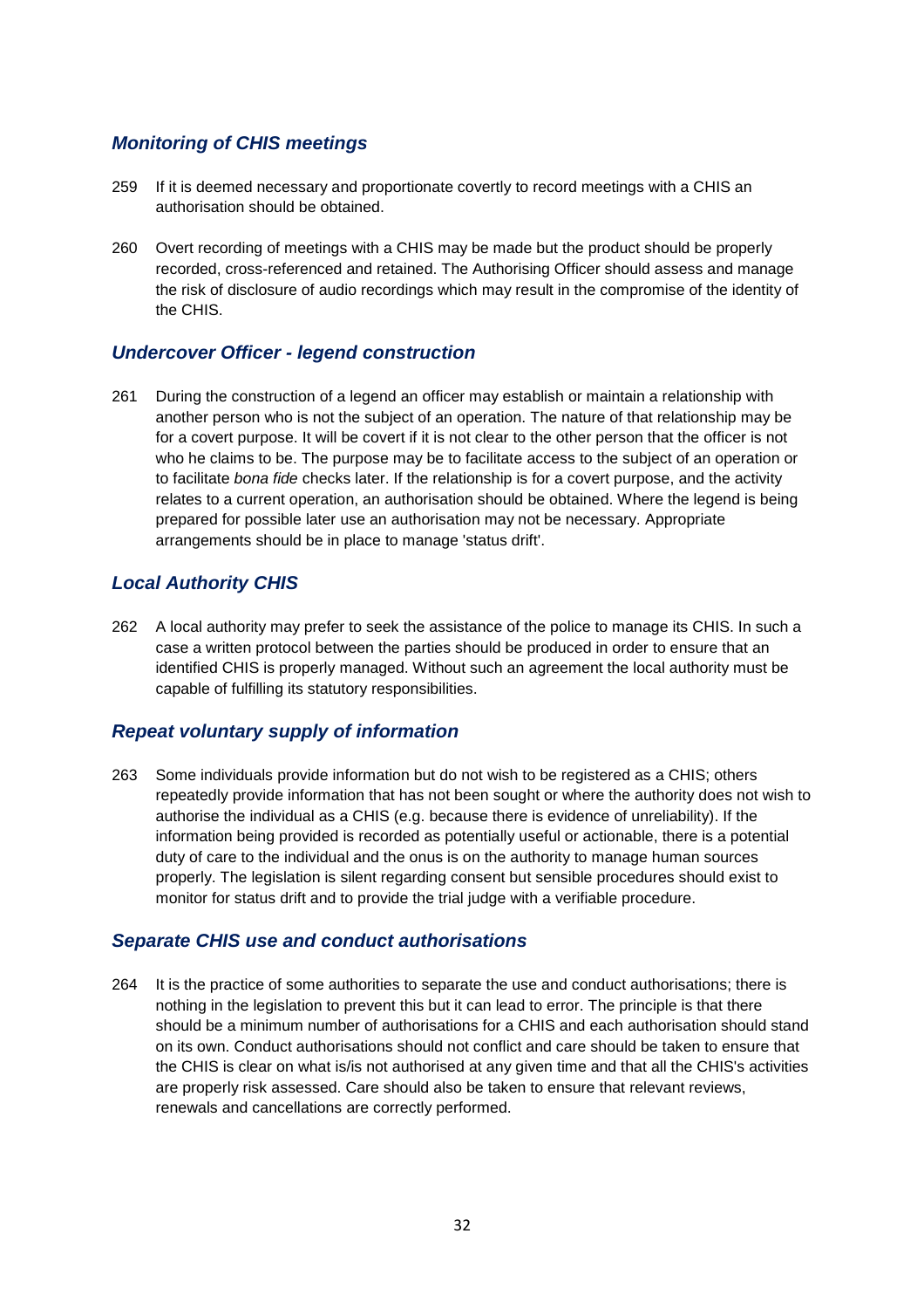### *Monitoring of CHIS meetings*

259 If it is deemed necessary and proportionate covertly to record meetings with a CHIS an authorisation should be obtained.

260 Overt recording of meetings with a CHIS may be made but the product should be properly recorded, cross-referenced and retained. The Authorising Officer should assess and manage the risk of disclosure of audio recordings which may result in the compromise of the identity of the CHIS.

### *Undercover Officer - legend construction*

261 During the construction of a legend an officer may establish or maintain a relationship with another person who is not the subject of an operation. The nature of that relationship may be for a covert purpose. It will be covert if it is not clear to the other person that the officer is not who he claims to be. The purpose may be to facilitate access to the subject of an operation or to facilitate *bona fide* checks later. If the relationship is for a covert purpose, and the activity relates to a current operation, an authorisation should be obtained. Where the legend is being prepared for possible later use an authorisation may not be necessary. Appropriate arrangements should be in place to manage 'status drift'.

### *Local Authority CHIS*

262 A local authority may prefer to seek the assistance of the police to manage its CHIS. In such a case a written protocol between the parties should be produced in order to ensure that an identified CHIS is properly managed. Without such an agreement the local authority must be capable of fulfilling its statutory responsibilities.

### *Repeat voluntary supply of information*

263 Some individuals provide information but do not wish to be registered as a CHIS; others repeatedly provide information that has not been sought or where the authority does not wish to authorise the individual as a CHIS (e.g. because there is evidence of unreliability). If the information being provided is recorded as potentially useful or actionable, there is a potential duty of care to the individual and the onus is on the authority to manage human sources properly. The legislation is silent regarding consent but sensible procedures should exist to monitor for status drift and to provide the trial judge with a verifiable procedure.

### *Separate CHIS use and conduct authorisations*

264 It is the practice of some authorities to separate the use and conduct authorisations; there is nothing in the legislation to prevent this but it can lead to error. The principle is that there should be a minimum number of authorisations for a CHIS and each authorisation should stand on its own. Conduct authorisations should not conflict and care should be taken to ensure that the CHIS is clear on what is/is not authorised at any given time and that all the CHIS's activities are properly risk assessed. Care should also be taken to ensure that relevant reviews, renewals and cancellations are correctly performed.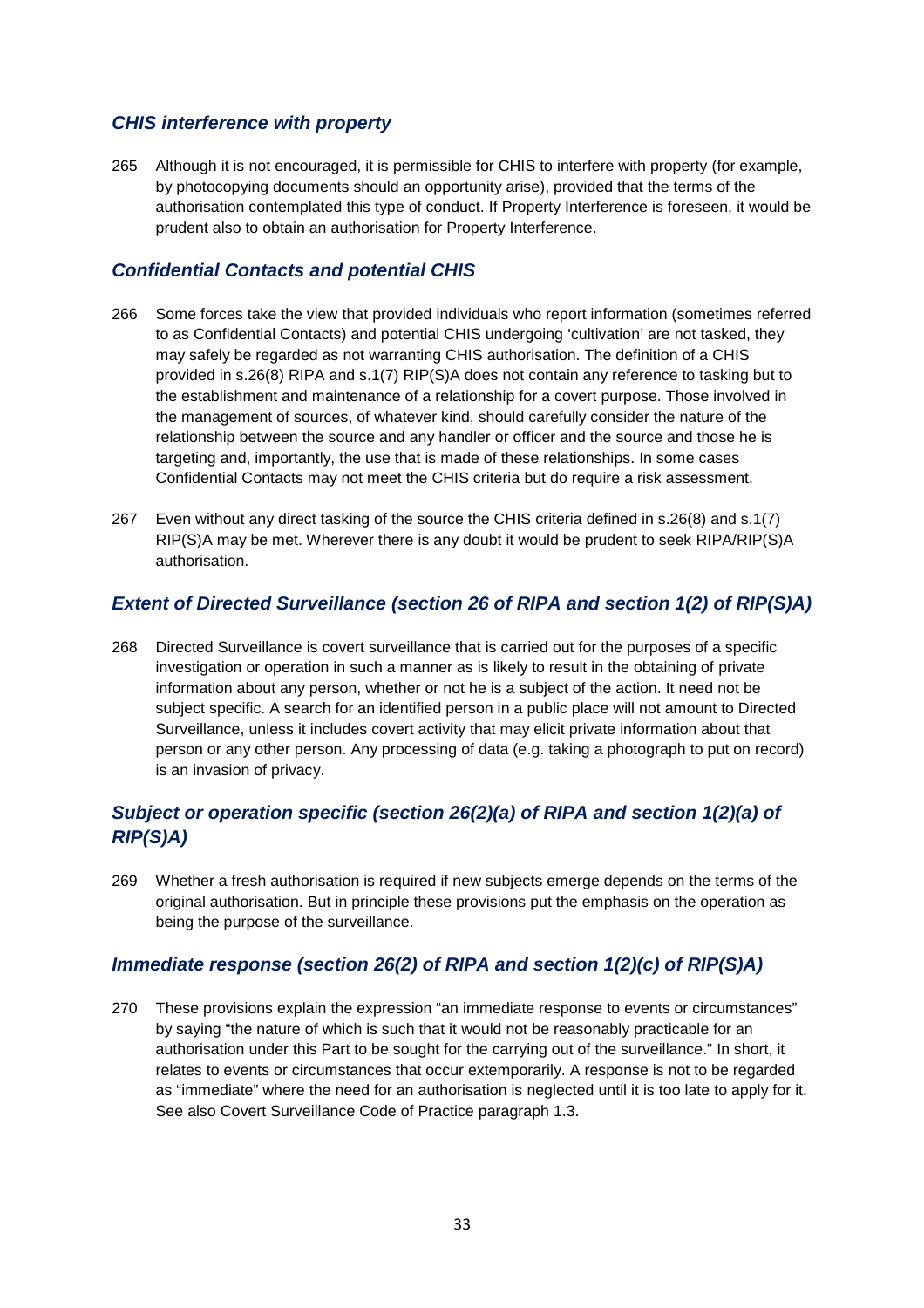### *CHIS interference with property*

265 Although it is not encouraged, it is permissible for CHIS to interfere with property (for example, by photocopying documents should an opportunity arise), provided that the terms of the authorisation contemplated this type of conduct. If Property Interference is foreseen, it would be prudent also to obtain an authorisation for Property Interference.

### *Confidential Contacts and potential CHIS*

266 Some forces take the view that provided individuals who report information (sometimes referred to as Confidential Contacts) and potential CHIS undergoing 'cultivation' are not tasked, they may safely be regarded as not warranting CHIS authorisation. The definition of a CHIS provided in s.26(8) RIPA and s.1(7) RIP(S)A does not contain any reference to tasking but to the establishment and maintenance of a relationship for a covert purpose. Those involved in the management of sources, of whatever kind, should carefully consider the nature of the relationship between the source and any handler or officer and the source and those he is targeting and, importantly, the use that is made of these relationships. In some cases Confidential Contacts may not meet the CHIS criteria but do require a risk assessment.

267 Even without any direct tasking of the source the CHIS criteria defined in s.26(8) and s.1(7) RIP(S)A may be met. Wherever there is any doubt it would be prudent to seek RIPA/RIP(S)A authorisation.

### *Extent of Directed Surveillance (section 26 of RIPA and section 1(2) of RIP(S)A)*

268 Directed Surveillance is covert surveillance that is carried out for the purposes of a specific investigation or operation in such a manner as is likely to result in the obtaining of private information about any person, whether or not he is a subject of the action. It need not be subject specific. A search for an identified person in a public place will not amount to Directed Surveillance, unless it includes covert activity that may elicit private information about that person or any other person. Any processing of data (e.g. taking a photograph to put on record) is an invasion of privacy.

### *Subject or operation specific (section 26(2)(a) of RIPA and section 1(2)(a) of RIP(S)A)*

269 Whether a fresh authorisation is required if new subjects emerge depends on the terms of the original authorisation. But in principle these provisions put the emphasis on the operation as being the purpose of the surveillance.

### *Immediate response (section 26(2) of RIPA and section 1(2)(c) of RIP(S)A)*

270 These provisions explain the expression "an immediate response to events or circumstances" by saying "the nature of which is such that it would not be reasonably practicable for an authorisation under this Part to be sought for the carrying out of the surveillance." In short, it relates to events or circumstances that occur extemporarily. A response is not to be regarded as "immediate" where the need for an authorisation is neglected until it is too late to apply for it. See also Covert Surveillance Code of Practice paragraph 1.3.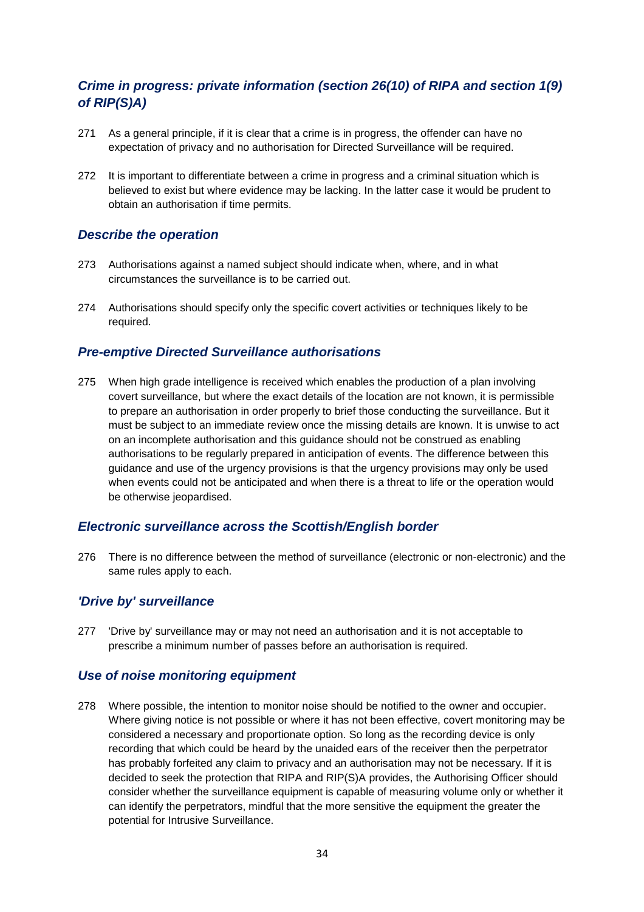### *Crime in progress: private information (section 26(10) of RIPA and section 1(9) of RIP(S)A)*

271 As a general principle, if it is clear that a crime is in progress, the offender can have no expectation of privacy and no authorisation for Directed Surveillance will be required.

272 It is important to differentiate between a crime in progress and a criminal situation which is believed to exist but where evidence may be lacking. In the latter case it would be prudent to obtain an authorisation if time permits.

### *Describe the operation*

273 Authorisations against a named subject should indicate when, where, and in what circumstances the surveillance is to be carried out.

274 Authorisations should specify only the specific covert activities or techniques likely to be required.

### *Pre-emptive Directed Surveillance authorisations*

275 When high grade intelligence is received which enables the production of a plan involving covert surveillance, but where the exact details of the location are not known, it is permissible to prepare an authorisation in order properly to brief those conducting the surveillance. But it must be subject to an immediate review once the missing details are known. It is unwise to act on an incomplete authorisation and this guidance should not be construed as enabling authorisations to be regularly prepared in anticipation of events. The difference between this guidance and use of the urgency provisions is that the urgency provisions may only be used when events could not be anticipated and when there is a threat to life or the operation would be otherwise jeopardised.

### *Electronic surveillance across the Scottish/English border*

276 There is no difference between the method of surveillance (electronic or non-electronic) and the same rules apply to each.

### *'Drive by' surveillance*

277 'Drive by' surveillance may or may not need an authorisation and it is not acceptable to prescribe a minimum number of passes before an authorisation is required.

### *Use of noise monitoring equipment*

278 Where possible, the intention to monitor noise should be notified to the owner and occupier. Where giving notice is not possible or where it has not been effective, covert monitoring may be considered a necessary and proportionate option. So long as the recording device is only recording that which could be heard by the unaided ears of the receiver then the perpetrator has probably forfeited any claim to privacy and an authorisation may not be necessary. If it is decided to seek the protection that RIPA and RIP(S)A provides, the Authorising Officer should consider whether the surveillance equipment is capable of measuring volume only or whether it can identify the perpetrators, mindful that the more sensitive the equipment the greater the potential for Intrusive Surveillance.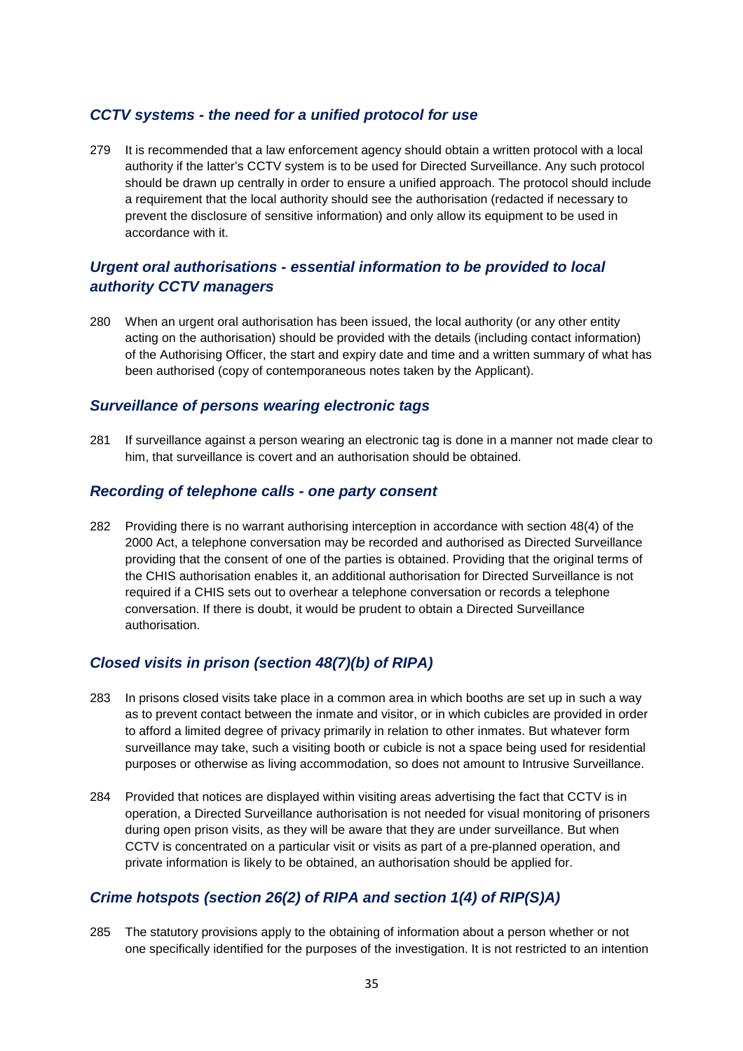### *CCTV systems - the need for a unified protocol for use*

279 It is recommended that a law enforcement agency should obtain a written protocol with a local authority if the latter's CCTV system is to be used for Directed Surveillance. Any such protocol should be drawn up centrally in order to ensure a unified approach. The protocol should include a requirement that the local authority should see the authorisation (redacted if necessary to prevent the disclosure of sensitive information) and only allow its equipment to be used in accordance with it.

### *Urgent oral authorisations - essential information to be provided to local authority CCTV managers*

280 When an urgent oral authorisation has been issued, the local authority (or any other entity acting on the authorisation) should be provided with the details (including contact information) of the Authorising Officer, the start and expiry date and time and a written summary of what has been authorised (copy of contemporaneous notes taken by the Applicant).

### *Surveillance of persons wearing electronic tags*

281 If surveillance against a person wearing an electronic tag is done in a manner not made clear to him, that surveillance is covert and an authorisation should be obtained.

### *Recording of telephone calls - one party consent*

282 Providing there is no warrant authorising interception in accordance with section 48(4) of the 2000 Act, a telephone conversation may be recorded and authorised as Directed Surveillance providing that the consent of one of the parties is obtained. Providing that the original terms of the CHIS authorisation enables it, an additional authorisation for Directed Surveillance is not required if a CHIS sets out to overhear a telephone conversation or records a telephone conversation. If there is doubt, it would be prudent to obtain a Directed Surveillance authorisation.

### *Closed visits in prison (section 48(7)(b) of RIPA)*

283 In prisons closed visits take place in a common area in which booths are set up in such a way as to prevent contact between the inmate and visitor, or in which cubicles are provided in order to afford a limited degree of privacy primarily in relation to other inmates. But whatever form surveillance may take, such a visiting booth or cubicle is not a space being used for residential purposes or otherwise as living accommodation, so does not amount to Intrusive Surveillance.

284 Provided that notices are displayed within visiting areas advertising the fact that CCTV is in operation, a Directed Surveillance authorisation is not needed for visual monitoring of prisoners during open prison visits, as they will be aware that they are under surveillance. But when CCTV is concentrated on a particular visit or visits as part of a pre-planned operation, and private information is likely to be obtained, an authorisation should be applied for.

### *Crime hotspots (section 26(2) of RIPA and section 1(4) of RIP(S)A)*

285 The statutory provisions apply to the obtaining of information about a person whether or not one specifically identified for the purposes of the investigation. It is not restricted to an intention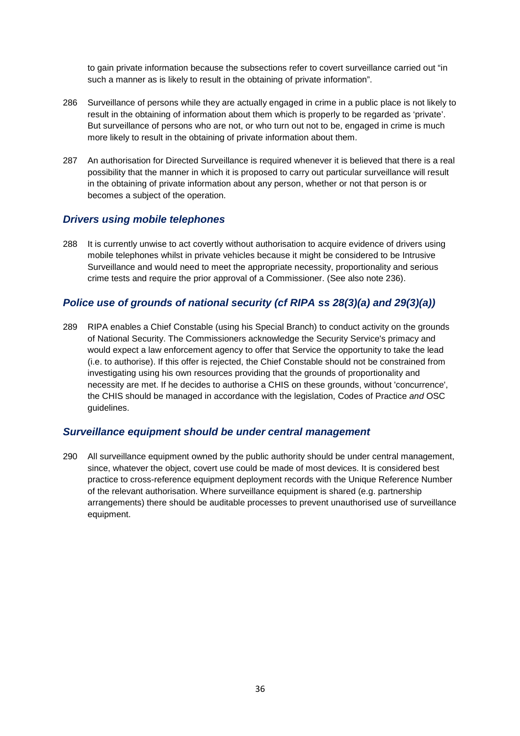to gain private information because the subsections refer to covert surveillance carried out "in such a manner as is likely to result in the obtaining of private information".

286 Surveillance of persons while they are actually engaged in crime in a public place is not likely to result in the obtaining of information about them which is properly to be regarded as 'private'. But surveillance of persons who are not, or who turn out not to be, engaged in crime is much more likely to result in the obtaining of private information about them.

287 An authorisation for Directed Surveillance is required whenever it is believed that there is a real possibility that the manner in which it is proposed to carry out particular surveillance will result in the obtaining of private information about any person, whether or not that person is or becomes a subject of the operation.

### *Drivers using mobile telephones*

288 It is currently unwise to act covertly without authorisation to acquire evidence of drivers using mobile telephones whilst in private vehicles because it might be considered to be Intrusive Surveillance and would need to meet the appropriate necessity, proportionality and serious crime tests and require the prior approval of a Commissioner. (See also note 236).

### *Police use of grounds of national security (cf RIPA ss 28(3)(a) and 29(3)(a))*

289 RIPA enables a Chief Constable (using his Special Branch) to conduct activity on the grounds of National Security. The Commissioners acknowledge the Security Service's primacy and would expect a law enforcement agency to offer that Service the opportunity to take the lead (i.e. to authorise). If this offer is rejected, the Chief Constable should not be constrained from investigating using his own resources providing that the grounds of proportionality and necessity are met. If he decides to authorise a CHIS on these grounds, without 'concurrence', the CHIS should be managed in accordance with the legislation, Codes of Practice *and* OSC guidelines.

### *Surveillance equipment should be under central management*

290 All surveillance equipment owned by the public authority should be under central management, since, whatever the object, covert use could be made of most devices. It is considered best practice to cross-reference equipment deployment records with the Unique Reference Number of the relevant authorisation. Where surveillance equipment is shared (e.g. partnership arrangements) there should be auditable processes to prevent unauthorised use of surveillance equipment.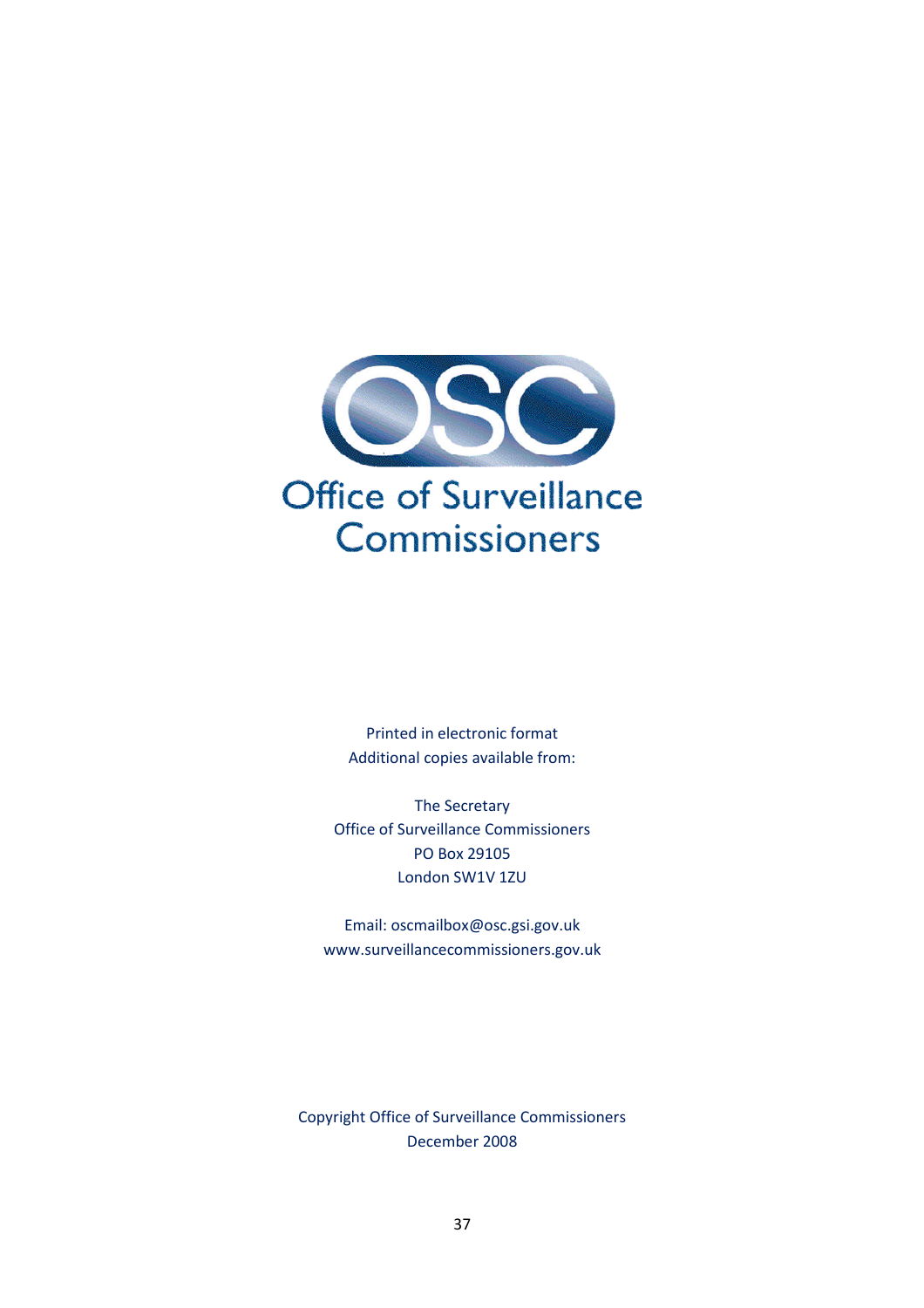OSC

Office of Surveillance Commissioners

Printed in electronic format
Additional copies available from:

The Secretary
Office of Surveillance Commissioners
PO Box 29105
London SW1V 1ZU

Email: oscmailbox@osc.gsi.gov.uk
www.surveillancecommissioners.gov.uk

Copyright Office of Surveillance Commissioners
December 2008